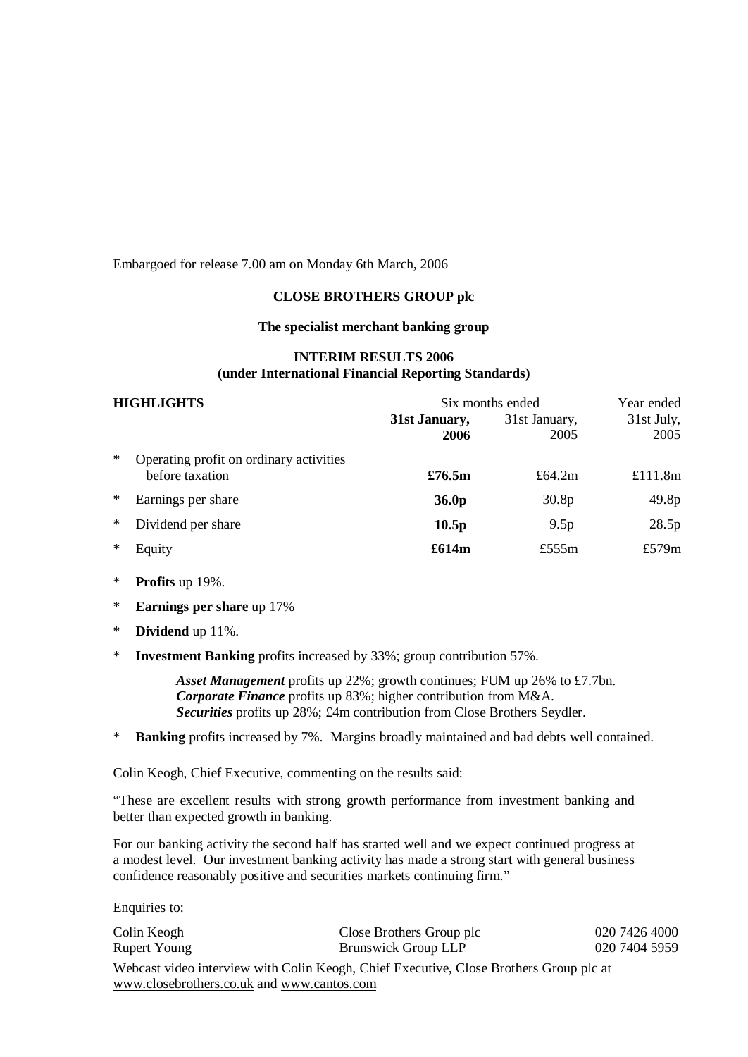Embargoed for release 7.00 am on Monday 6th March, 2006

**CLOSE BROTHERS GROUP plc**

**The specialist merchant banking group**

**INTERIM RESULTS 2006**
**(under International Financial Reporting Standards)**

| **HIGHLIGHTS** | Six months ended | | Year ended |
|---|---|---|---|
| | **31st January, 2006** | 31st January, 2005 | 31st July, 2005 |
| * Operating profit on ordinary activities before taxation | **£76.5m** | £64.2m | £111.8m |
| * Earnings per share | **36.0p** | 30.8p | 49.8p |
| * Dividend per share | **10.5p** | 9.5p | 28.5p |
| * Equity | **£614m** | £555m | £579m |

* **Profits** up 19%.
* **Earnings per share** up 17%
* **Dividend** up 11%.
* **Investment Banking** profits increased by 33%; group contribution 57%.

  ***Asset Management*** profits up 22%; growth continues; FUM up 26% to £7.7bn.
  ***Corporate Finance*** profits up 83%; higher contribution from M&A.
  ***Securities*** profits up 28%; £4m contribution from Close Brothers Seydler.

* **Banking** profits increased by 7%. Margins broadly maintained and bad debts well contained.

Colin Keogh, Chief Executive, commenting on the results said:

"These are excellent results with strong growth performance from investment banking and better than expected growth in banking.

For our banking activity the second half has started well and we expect continued progress at a modest level. Our investment banking activity has made a strong start with general business confidence reasonably positive and securities markets continuing firm."

Enquiries to:

| | | |
|---|---|---|
| Colin Keogh | Close Brothers Group plc | 020 7426 4000 |
| Rupert Young | Brunswick Group LLP | 020 7404 5959 |

Webcast video interview with Colin Keogh, Chief Executive, Close Brothers Group plc at www.closebrothers.co.uk and www.cantos.com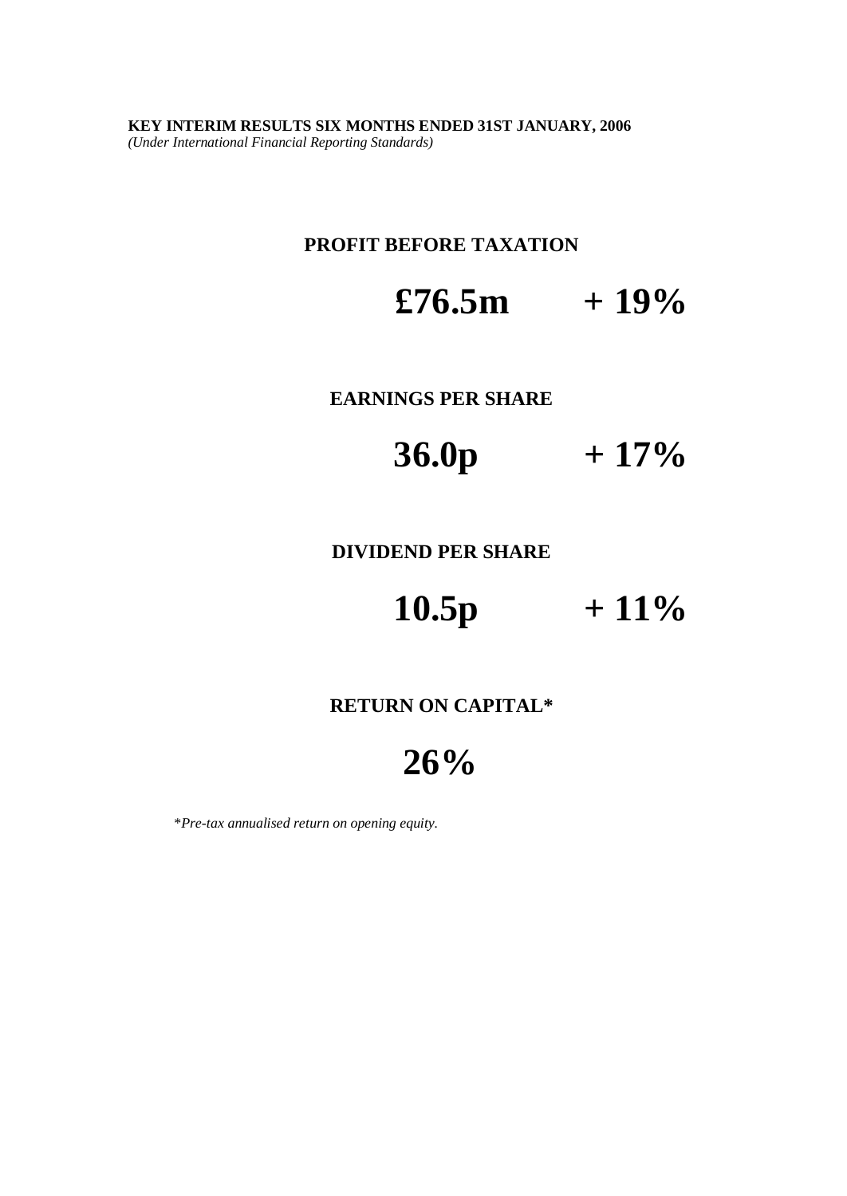**KEY INTERIM RESULTS SIX MONTHS ENDED 31ST JANUARY, 2006**
*(Under International Financial Reporting Standards)*

**PROFIT BEFORE TAXATION**

**£76.5m + 19%**

**EARNINGS PER SHARE**

**36.0p + 17%**

**DIVIDEND PER SHARE**

**10.5p + 11%**

**RETURN ON CAPITAL***

**26%**

**Pre-tax annualised return on opening equity.*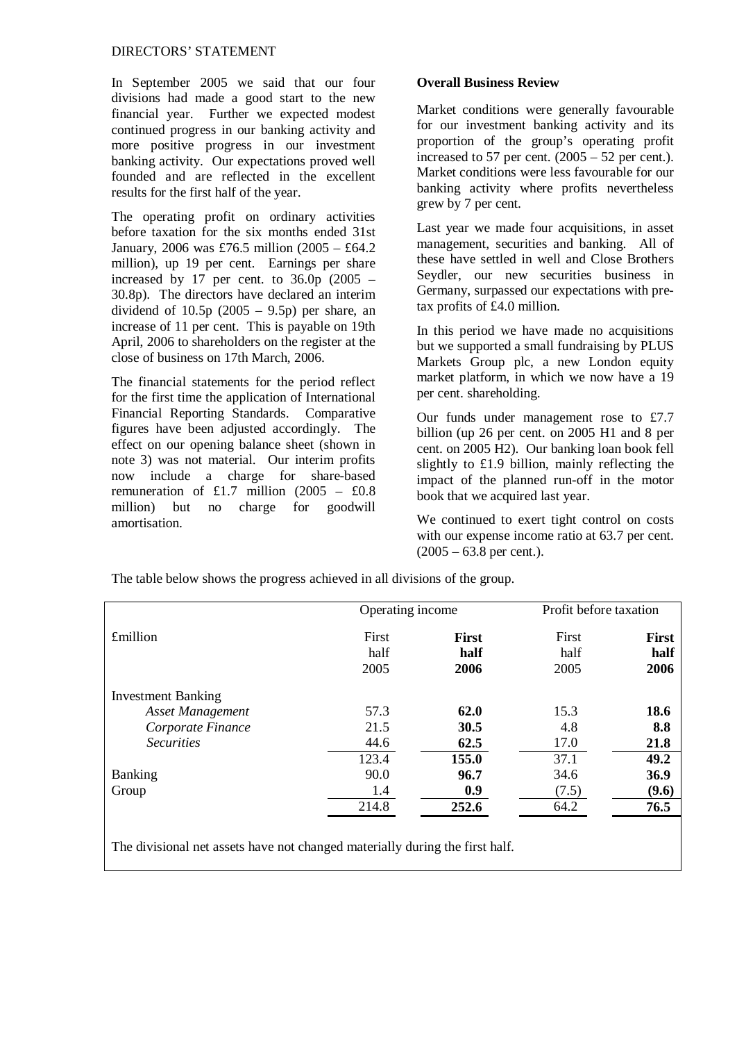DIRECTORS' STATEMENT

In September 2005 we said that our four divisions had made a good start to the new financial year. Further we expected modest continued progress in our banking activity and more positive progress in our investment banking activity. Our expectations proved well founded and are reflected in the excellent results for the first half of the year.

The operating profit on ordinary activities before taxation for the six months ended 31st January, 2006 was £76.5 million (2005 – £64.2 million), up 19 per cent. Earnings per share increased by 17 per cent. to 36.0p (2005 – 30.8p). The directors have declared an interim dividend of 10.5p (2005 – 9.5p) per share, an increase of 11 per cent. This is payable on 19th April, 2006 to shareholders on the register at the close of business on 17th March, 2006.

The financial statements for the period reflect for the first time the application of International Financial Reporting Standards. Comparative figures have been adjusted accordingly. The effect on our opening balance sheet (shown in note 3) was not material. Our interim profits now include a charge for share-based remuneration of £1.7 million (2005 – £0.8 million) but no charge for goodwill amortisation.

**Overall Business Review**

Market conditions were generally favourable for our investment banking activity and its proportion of the group's operating profit increased to 57 per cent. (2005 – 52 per cent.). Market conditions were less favourable for our banking activity where profits nevertheless grew by 7 per cent.

Last year we made four acquisitions, in asset management, securities and banking. All of these have settled in well and Close Brothers Seydler, our new securities business in Germany, surpassed our expectations with pre-tax profits of £4.0 million.

In this period we have made no acquisitions but we supported a small fundraising by PLUS Markets Group plc, a new London equity market platform, in which we now have a 19 per cent. shareholding.

Our funds under management rose to £7.7 billion (up 26 per cent. on 2005 H1 and 8 per cent. on 2005 H2). Our banking loan book fell slightly to £1.9 billion, mainly reflecting the impact of the planned run-off in the motor book that we acquired last year.

We continued to exert tight control on costs with our expense income ratio at 63.7 per cent. (2005 – 63.8 per cent.).

The table below shows the progress achieved in all divisions of the group.

| £million | Operating income | | Profit before taxation | |
|---|---|---|---|---|
| | First half 2005 | **First half 2006** | First half 2005 | **First half 2006** |
| Investment Banking | | | | |
| *Asset Management* | 57.3 | **62.0** | 15.3 | **18.6** |
| *Corporate Finance* | 21.5 | **30.5** | 4.8 | **8.8** |
| *Securities* | 44.6 | **62.5** | 17.0 | **21.8** |
| | 123.4 | **155.0** | 37.1 | **49.2** |
| Banking | 90.0 | **96.7** | 34.6 | **36.9** |
| Group | 1.4 | **0.9** | (7.5) | **(9.6)** |
| | 214.8 | **252.6** | 64.2 | **76.5** |

The divisional net assets have not changed materially during the first half.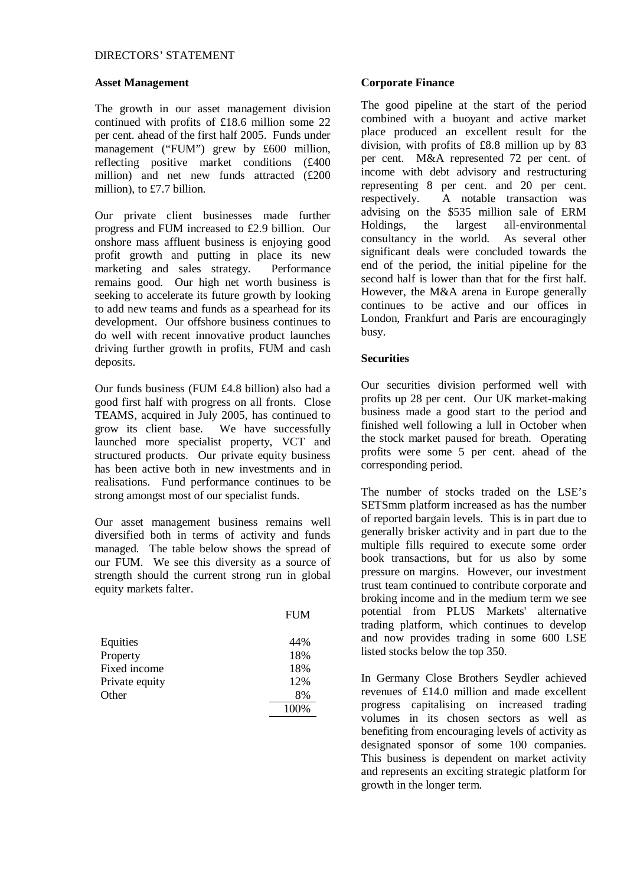DIRECTORS' STATEMENT

**Asset Management**

The growth in our asset management division continued with profits of £18.6 million some 22 per cent. ahead of the first half 2005. Funds under management ("FUM") grew by £600 million, reflecting positive market conditions (£400 million) and net new funds attracted (£200 million), to £7.7 billion.

Our private client businesses made further progress and FUM increased to £2.9 billion. Our onshore mass affluent business is enjoying good profit growth and putting in place its new marketing and sales strategy. Performance remains good. Our high net worth business is seeking to accelerate its future growth by looking to add new teams and funds as a spearhead for its development. Our offshore business continues to do well with recent innovative product launches driving further growth in profits, FUM and cash deposits.

Our funds business (FUM £4.8 billion) also had a good first half with progress on all fronts. Close TEAMS, acquired in July 2005, has continued to grow its client base. We have successfully launched more specialist property, VCT and structured products. Our private equity business has been active both in new investments and in realisations. Fund performance continues to be strong amongst most of our specialist funds.

Our asset management business remains well diversified both in terms of activity and funds managed. The table below shows the spread of our FUM. We see this diversity as a source of strength should the current strong run in global equity markets falter.

| | FUM |
|---|---|
| Equities | 44% |
| Property | 18% |
| Fixed income | 18% |
| Private equity | 12% |
| Other | 8% |
| | 100% |

**Corporate Finance**

The good pipeline at the start of the period combined with a buoyant and active market place produced an excellent result for the division, with profits of £8.8 million up by 83 per cent. M&A represented 72 per cent. of income with debt advisory and restructuring representing 8 per cent. and 20 per cent. respectively. A notable transaction was advising on the $535 million sale of ERM Holdings, the largest all-environmental consultancy in the world. As several other significant deals were concluded towards the end of the period, the initial pipeline for the second half is lower than that for the first half. However, the M&A arena in Europe generally continues to be active and our offices in London, Frankfurt and Paris are encouragingly busy.

**Securities**

Our securities division performed well with profits up 28 per cent. Our UK market-making business made a good start to the period and finished well following a lull in October when the stock market paused for breath. Operating profits were some 5 per cent. ahead of the corresponding period.

The number of stocks traded on the LSE's SETSmm platform increased as has the number of reported bargain levels. This is in part due to generally brisker activity and in part due to the multiple fills required to execute some order book transactions, but for us also by some pressure on margins. However, our investment trust team continued to contribute corporate and broking income and in the medium term we see potential from PLUS Markets' alternative trading platform, which continues to develop and now provides trading in some 600 LSE listed stocks below the top 350.

In Germany Close Brothers Seydler achieved revenues of £14.0 million and made excellent progress capitalising on increased trading volumes in its chosen sectors as well as benefiting from encouraging levels of activity as designated sponsor of some 100 companies. This business is dependent on market activity and represents an exciting strategic platform for growth in the longer term.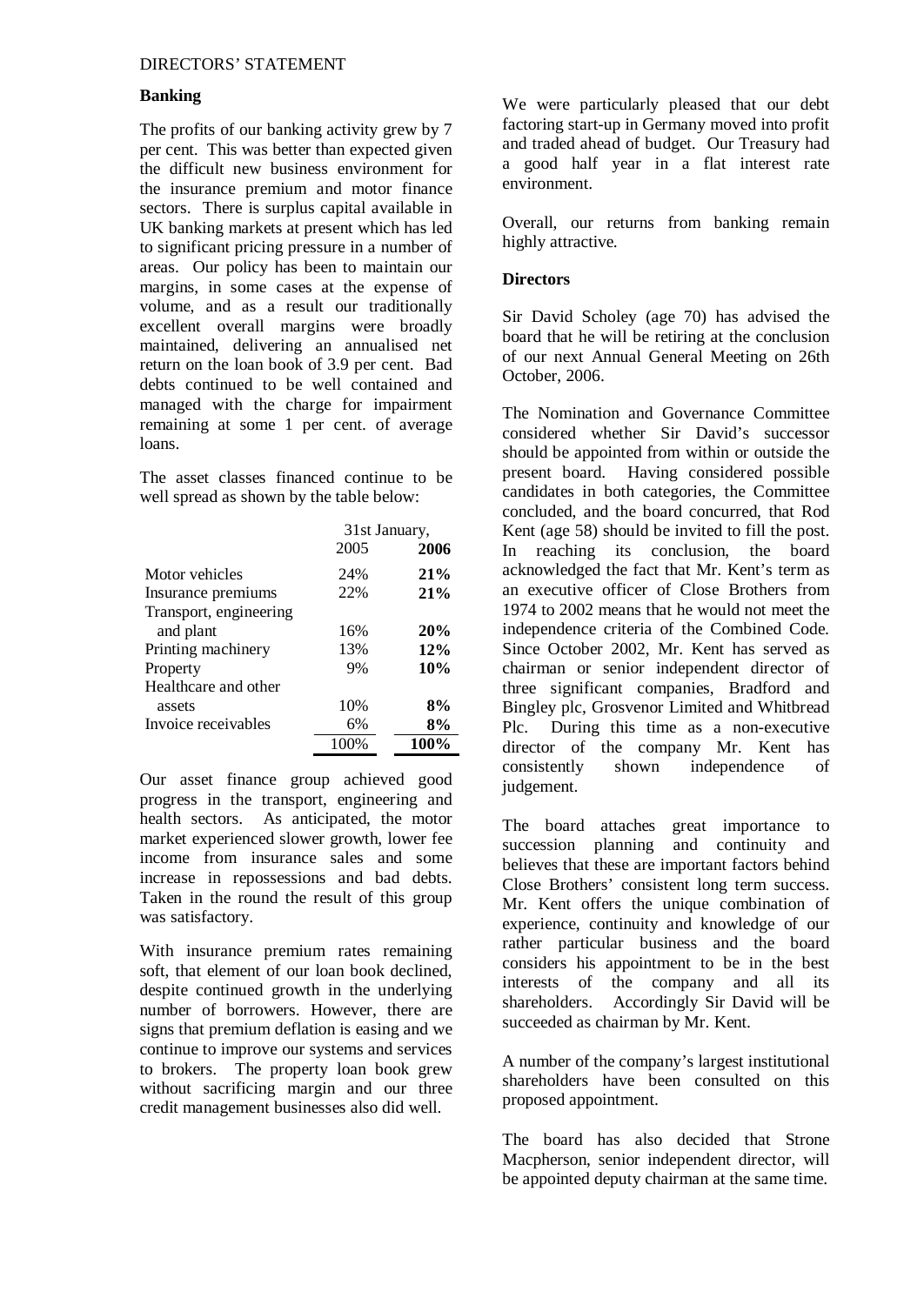DIRECTORS' STATEMENT

**Banking**

The profits of our banking activity grew by 7 per cent. This was better than expected given the difficult new business environment for the insurance premium and motor finance sectors. There is surplus capital available in UK banking markets at present which has led to significant pricing pressure in a number of areas. Our policy has been to maintain our margins, in some cases at the expense of volume, and as a result our traditionally excellent overall margins were broadly maintained, delivering an annualised net return on the loan book of 3.9 per cent. Bad debts continued to be well contained and managed with the charge for impairment remaining at some 1 per cent. of average loans.

The asset classes financed continue to be well spread as shown by the table below:

| | 31st January, | |
|---|---|---|
| | 2005 | **2006** |
| Motor vehicles | 24% | **21%** |
| Insurance premiums | 22% | **21%** |
| Transport, engineering and plant | 16% | **20%** |
| Printing machinery | 13% | **12%** |
| Property | 9% | **10%** |
| Healthcare and other assets | 10% | **8%** |
| Invoice receivables | 6% | **8%** |
| | 100% | **100%** |

Our asset finance group achieved good progress in the transport, engineering and health sectors. As anticipated, the motor market experienced slower growth, lower fee income from insurance sales and some increase in repossessions and bad debts. Taken in the round the result of this group was satisfactory.

With insurance premium rates remaining soft, that element of our loan book declined, despite continued growth in the underlying number of borrowers. However, there are signs that premium deflation is easing and we continue to improve our systems and services to brokers. The property loan book grew without sacrificing margin and our three credit management businesses also did well.

We were particularly pleased that our debt factoring start-up in Germany moved into profit and traded ahead of budget. Our Treasury had a good half year in a flat interest rate environment.

Overall, our returns from banking remain highly attractive.

**Directors**

Sir David Scholey (age 70) has advised the board that he will be retiring at the conclusion of our next Annual General Meeting on 26th October, 2006.

The Nomination and Governance Committee considered whether Sir David's successor should be appointed from within or outside the present board. Having considered possible candidates in both categories, the Committee concluded, and the board concurred, that Rod Kent (age 58) should be invited to fill the post. In reaching its conclusion, the board acknowledged the fact that Mr. Kent's term as an executive officer of Close Brothers from 1974 to 2002 means that he would not meet the independence criteria of the Combined Code. Since October 2002, Mr. Kent has served as chairman or senior independent director of three significant companies, Bradford and Bingley plc, Grosvenor Limited and Whitbread Plc. During this time as a non-executive director of the company Mr. Kent has consistently shown independence of judgement.

The board attaches great importance to succession planning and continuity and believes that these are important factors behind Close Brothers' consistent long term success. Mr. Kent offers the unique combination of experience, continuity and knowledge of our rather particular business and the board considers his appointment to be in the best interests of the company and all its shareholders. Accordingly Sir David will be succeeded as chairman by Mr. Kent.

A number of the company's largest institutional shareholders have been consulted on this proposed appointment.

The board has also decided that Strone Macpherson, senior independent director, will be appointed deputy chairman at the same time.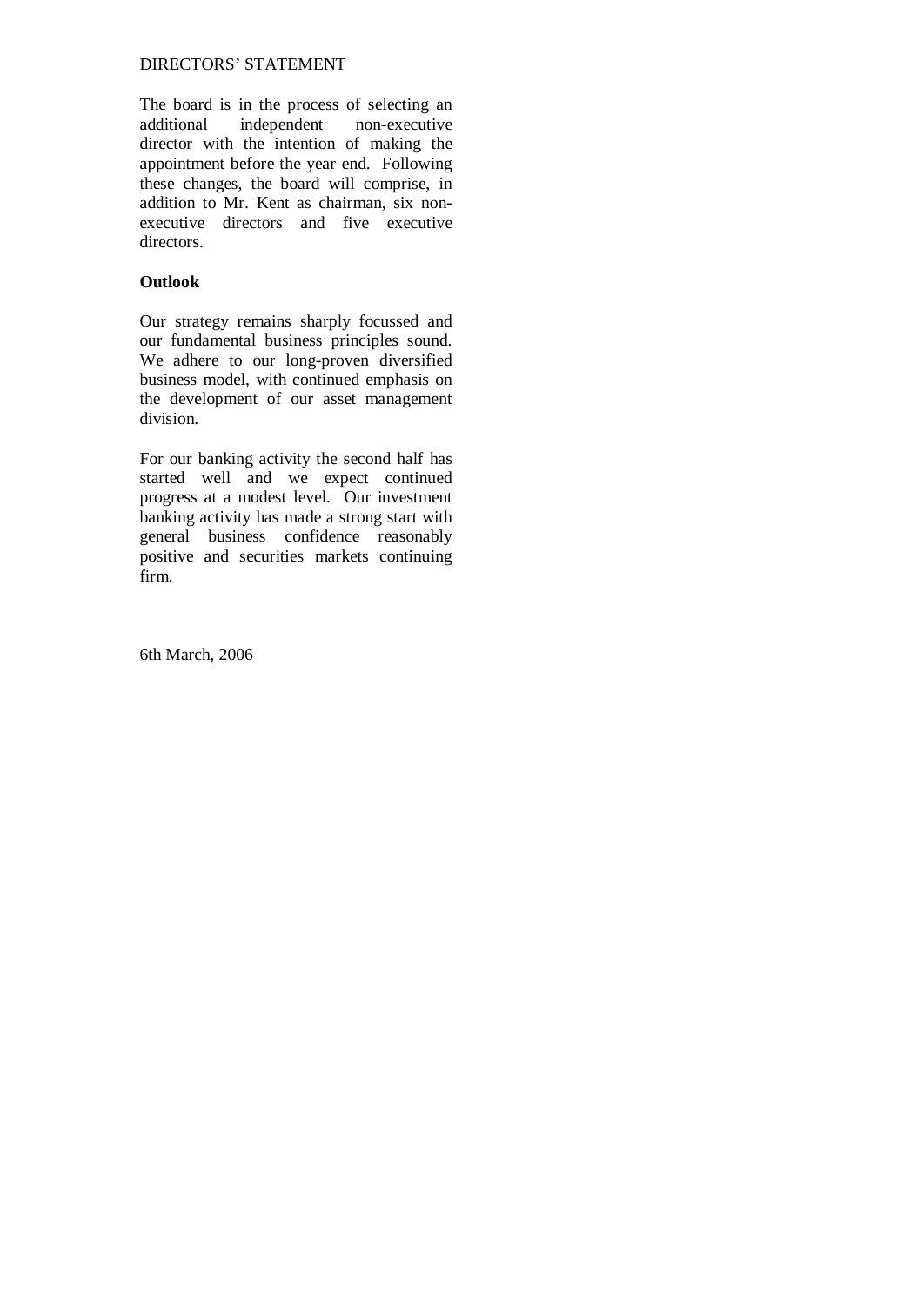DIRECTORS' STATEMENT

The board is in the process of selecting an additional independent non-executive director with the intention of making the appointment before the year end. Following these changes, the board will comprise, in addition to Mr. Kent as chairman, six non-executive directors and five executive directors.

**Outlook**

Our strategy remains sharply focussed and our fundamental business principles sound. We adhere to our long-proven diversified business model, with continued emphasis on the development of our asset management division.

For our banking activity the second half has started well and we expect continued progress at a modest level. Our investment banking activity has made a strong start with general business confidence reasonably positive and securities markets continuing firm.

6th March, 2006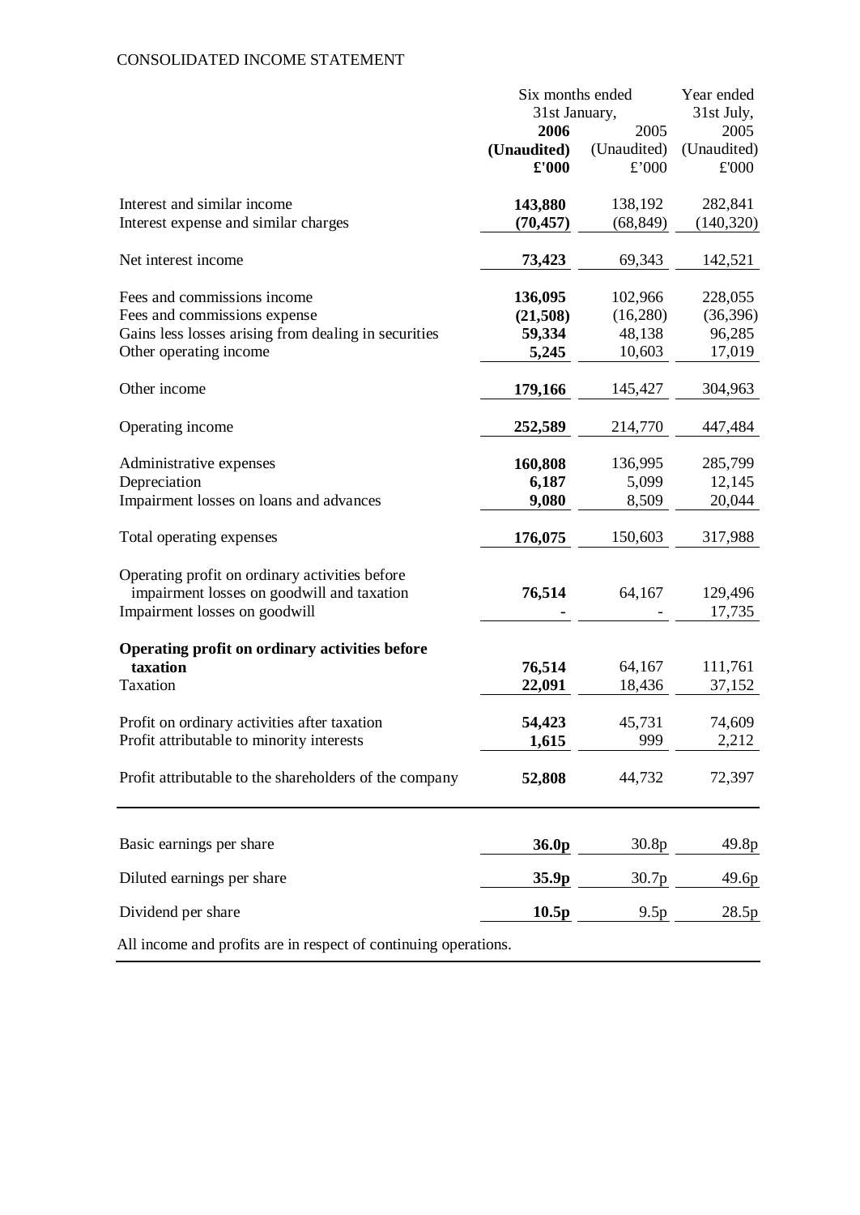CONSOLIDATED INCOME STATEMENT

| | Six months ended 31st January, | | Year ended 31st July, |
|---|---|---|---|
| | **2006** | 2005 | 2005 |
| | **(Unaudited)** | (Unaudited) | (Unaudited) |
| | **£'000** | £'000 | £'000 |
| Interest and similar income | **143,880** | 138,192 | 282,841 |
| Interest expense and similar charges | **(70,457)** | (68,849) | (140,320) |
| Net interest income | **73,423** | 69,343 | 142,521 |
| Fees and commissions income | **136,095** | 102,966 | 228,055 |
| Fees and commissions expense | **(21,508)** | (16,280) | (36,396) |
| Gains less losses arising from dealing in securities | **59,334** | 48,138 | 96,285 |
| Other operating income | **5,245** | 10,603 | 17,019 |
| Other income | **179,166** | 145,427 | 304,963 |
| Operating income | **252,589** | 214,770 | 447,484 |
| Administrative expenses | **160,808** | 136,995 | 285,799 |
| Depreciation | **6,187** | 5,099 | 12,145 |
| Impairment losses on loans and advances | **9,080** | 8,509 | 20,044 |
| Total operating expenses | **176,075** | 150,603 | 317,988 |
| Operating profit on ordinary activities before impairment losses on goodwill and taxation | **76,514** | 64,167 | 129,496 |
| Impairment losses on goodwill | **-** | - | 17,735 |
| **Operating profit on ordinary activities before taxation** | **76,514** | 64,167 | 111,761 |
| Taxation | **22,091** | 18,436 | 37,152 |
| Profit on ordinary activities after taxation | **54,423** | 45,731 | 74,609 |
| Profit attributable to minority interests | **1,615** | 999 | 2,212 |
| Profit attributable to the shareholders of the company | **52,808** | 44,732 | 72,397 |
| Basic earnings per share | **36.0p** | 30.8p | 49.8p |
| Diluted earnings per share | **35.9p** | 30.7p | 49.6p |
| Dividend per share | **10.5p** | 9.5p | 28.5p |

All income and profits are in respect of continuing operations.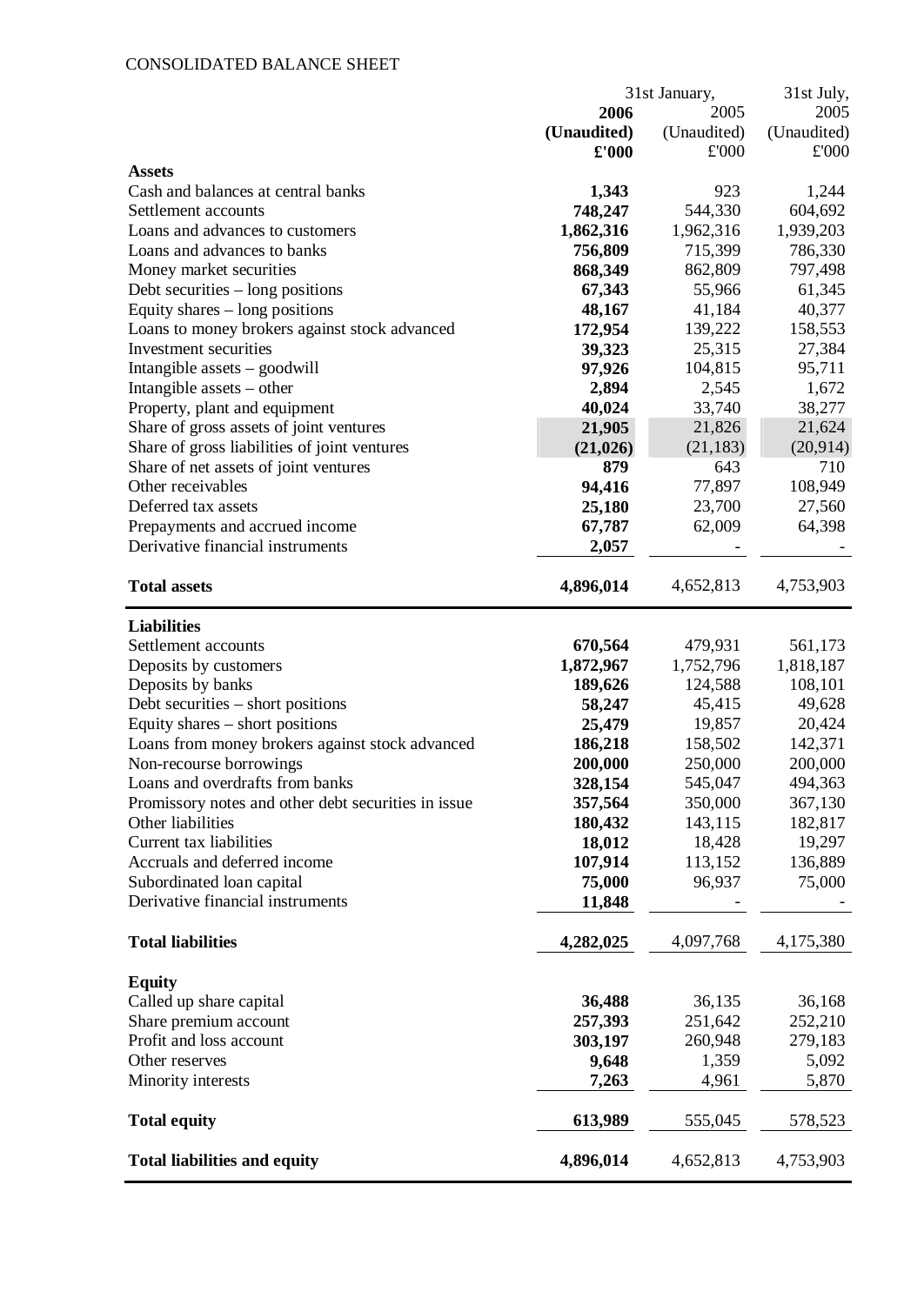CONSOLIDATED BALANCE SHEET

| | 31st January, 2006 (Unaudited) £'000 | 31st January, 2005 (Unaudited) £'000 | 31st July, 2005 (Unaudited) £'000 |
|---|---|---|---|
| **Assets** | | | |
| Cash and balances at central banks | **1,343** | 923 | 1,244 |
| Settlement accounts | **748,247** | 544,330 | 604,692 |
| Loans and advances to customers | **1,862,316** | 1,962,316 | 1,939,203 |
| Loans and advances to banks | **756,809** | 715,399 | 786,330 |
| Money market securities | **868,349** | 862,809 | 797,498 |
| Debt securities – long positions | **67,343** | 55,966 | 61,345 |
| Equity shares – long positions | **48,167** | 41,184 | 40,377 |
| Loans to money brokers against stock advanced | **172,954** | 139,222 | 158,553 |
| Investment securities | **39,323** | 25,315 | 27,384 |
| Intangible assets – goodwill | **97,926** | 104,815 | 95,711 |
| Intangible assets – other | **2,894** | 2,545 | 1,672 |
| Property, plant and equipment | **40,024** | 33,740 | 38,277 |
| Share of gross assets of joint ventures | **21,905** | 21,826 | 21,624 |
| Share of gross liabilities of joint ventures | **(21,026)** | (21,183) | (20,914) |
| Share of net assets of joint ventures | **879** | 643 | 710 |
| Other receivables | **94,416** | 77,897 | 108,949 |
| Deferred tax assets | **25,180** | 23,700 | 27,560 |
| Prepayments and accrued income | **67,787** | 62,009 | 64,398 |
| Derivative financial instruments | **2,057** | - | - |
| **Total assets** | **4,896,014** | 4,652,813 | 4,753,903 |
| **Liabilities** | | | |
| Settlement accounts | **670,564** | 479,931 | 561,173 |
| Deposits by customers | **1,872,967** | 1,752,796 | 1,818,187 |
| Deposits by banks | **189,626** | 124,588 | 108,101 |
| Debt securities – short positions | **58,247** | 45,415 | 49,628 |
| Equity shares – short positions | **25,479** | 19,857 | 20,424 |
| Loans from money brokers against stock advanced | **186,218** | 158,502 | 142,371 |
| Non-recourse borrowings | **200,000** | 250,000 | 200,000 |
| Loans and overdrafts from banks | **328,154** | 545,047 | 494,363 |
| Promissory notes and other debt securities in issue | **357,564** | 350,000 | 367,130 |
| Other liabilities | **180,432** | 143,115 | 182,817 |
| Current tax liabilities | **18,012** | 18,428 | 19,297 |
| Accruals and deferred income | **107,914** | 113,152 | 136,889 |
| Subordinated loan capital | **75,000** | 96,937 | 75,000 |
| Derivative financial instruments | **11,848** | - | - |
| **Total liabilities** | **4,282,025** | 4,097,768 | 4,175,380 |
| **Equity** | | | |
| Called up share capital | **36,488** | 36,135 | 36,168 |
| Share premium account | **257,393** | 251,642 | 252,210 |
| Profit and loss account | **303,197** | 260,948 | 279,183 |
| Other reserves | **9,648** | 1,359 | 5,092 |
| Minority interests | **7,263** | 4,961 | 5,870 |
| **Total equity** | **613,989** | 555,045 | 578,523 |
| **Total liabilities and equity** | **4,896,014** | 4,652,813 | 4,753,903 |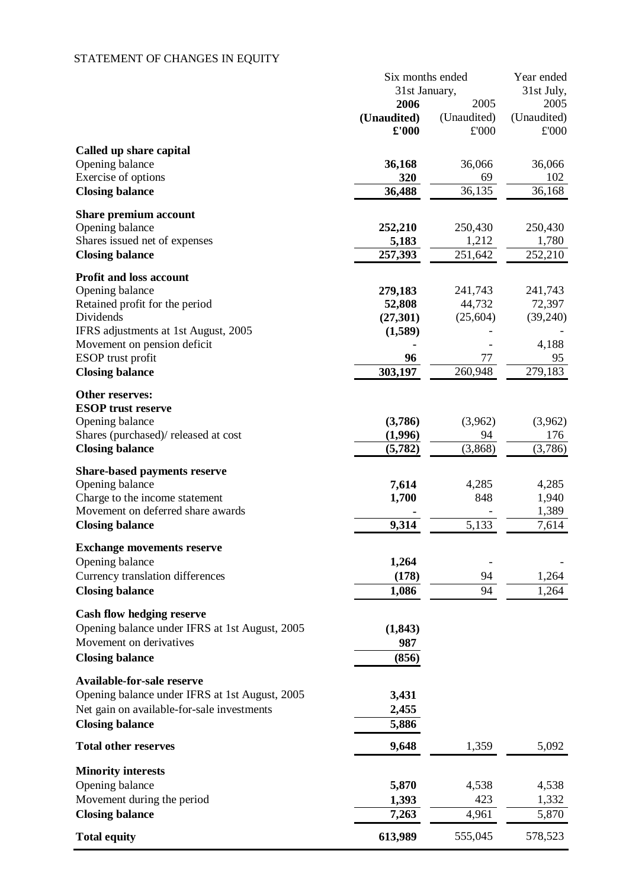# STATEMENT OF CHANGES IN EQUITY

| | Six months ended 31st January, 2006 (Unaudited) £'000 | Six months ended 31st January, 2005 (Unaudited) £'000 | Year ended 31st July, 2005 (Unaudited) £'000 |
|---|---|---|---|
| **Called up share capital** | | | |
| Opening balance | **36,168** | 36,066 | 36,066 |
| Exercise of options | **320** | 69 | 102 |
| **Closing balance** | **36,488** | 36,135 | 36,168 |
| **Share premium account** | | | |
| Opening balance | **252,210** | 250,430 | 250,430 |
| Shares issued net of expenses | **5,183** | 1,212 | 1,780 |
| **Closing balance** | **257,393** | 251,642 | 252,210 |
| **Profit and loss account** | | | |
| Opening balance | **279,183** | 241,743 | 241,743 |
| Retained profit for the period | **52,808** | 44,732 | 72,397 |
| Dividends | **(27,301)** | (25,604) | (39,240) |
| IFRS adjustments at 1st August, 2005 | **(1,589)** | - | - |
| Movement on pension deficit | **-** | - | 4,188 |
| ESOP trust profit | **96** | 77 | 95 |
| **Closing balance** | **303,197** | 260,948 | 279,183 |
| **Other reserves:** | | | |
| **ESOP trust reserve** | | | |
| Opening balance | **(3,786)** | (3,962) | (3,962) |
| Shares (purchased)/ released at cost | **(1,996)** | 94 | 176 |
| **Closing balance** | **(5,782)** | (3,868) | (3,786) |
| **Share-based payments reserve** | | | |
| Opening balance | **7,614** | 4,285 | 4,285 |
| Charge to the income statement | **1,700** | 848 | 1,940 |
| Movement on deferred share awards | **-** | - | 1,389 |
| **Closing balance** | **9,314** | 5,133 | 7,614 |
| **Exchange movements reserve** | | | |
| Opening balance | **1,264** | - | - |
| Currency translation differences | **(178)** | 94 | 1,264 |
| **Closing balance** | **1,086** | 94 | 1,264 |
| **Cash flow hedging reserve** | | | |
| Opening balance under IFRS at 1st August, 2005 | **(1,843)** | | |
| Movement on derivatives | **987** | | |
| **Closing balance** | **(856)** | | |
| **Available-for-sale reserve** | | | |
| Opening balance under IFRS at 1st August, 2005 | **3,431** | | |
| Net gain on available-for-sale investments | **2,455** | | |
| **Closing balance** | **5,886** | | |
| **Total other reserves** | **9,648** | 1,359 | 5,092 |
| **Minority interests** | | | |
| Opening balance | **5,870** | 4,538 | 4,538 |
| Movement during the period | **1,393** | 423 | 1,332 |
| **Closing balance** | **7,263** | 4,961 | 5,870 |
| **Total equity** | **613,989** | 555,045 | 578,523 |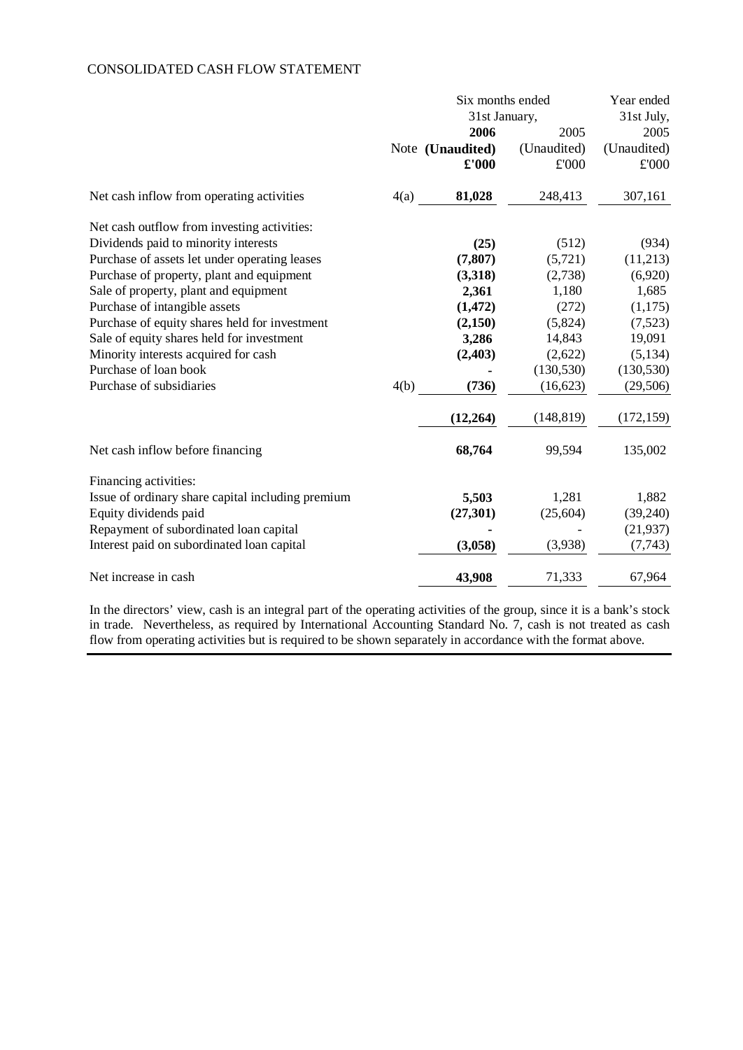# CONSOLIDATED CASH FLOW STATEMENT

| | Note | Six months ended 31st January, 2006 **(Unaudited)** **£'000** | Six months ended 31st January, 2005 (Unaudited) £'000 | Year ended 31st July, 2005 (Unaudited) £'000 |
|---|---|---|---|---|
| Net cash inflow from operating activities | 4(a) | **81,028** | 248,413 | 307,161 |
| Net cash outflow from investing activities: | | | | |
| Dividends paid to minority interests | | **(25)** | (512) | (934) |
| Purchase of assets let under operating leases | | **(7,807)** | (5,721) | (11,213) |
| Purchase of property, plant and equipment | | **(3,318)** | (2,738) | (6,920) |
| Sale of property, plant and equipment | | **2,361** | 1,180 | 1,685 |
| Purchase of intangible assets | | **(1,472)** | (272) | (1,175) |
| Purchase of equity shares held for investment | | **(2,150)** | (5,824) | (7,523) |
| Sale of equity shares held for investment | | **3,286** | 14,843 | 19,091 |
| Minority interests acquired for cash | | **(2,403)** | (2,622) | (5,134) |
| Purchase of loan book | | **-** | (130,530) | (130,530) |
| Purchase of subsidiaries | 4(b) | **(736)** | (16,623) | (29,506) |
| | | **(12,264)** | (148,819) | (172,159) |
| Net cash inflow before financing | | **68,764** | 99,594 | 135,002 |
| Financing activities: | | | | |
| Issue of ordinary share capital including premium | | **5,503** | 1,281 | 1,882 |
| Equity dividends paid | | **(27,301)** | (25,604) | (39,240) |
| Repayment of subordinated loan capital | | **-** | - | (21,937) |
| Interest paid on subordinated loan capital | | **(3,058)** | (3,938) | (7,743) |
| Net increase in cash | | **43,908** | 71,333 | 67,964 |

In the directors' view, cash is an integral part of the operating activities of the group, since it is a bank's stock in trade. Nevertheless, as required by International Accounting Standard No. 7, cash is not treated as cash flow from operating activities but is required to be shown separately in accordance with the format above.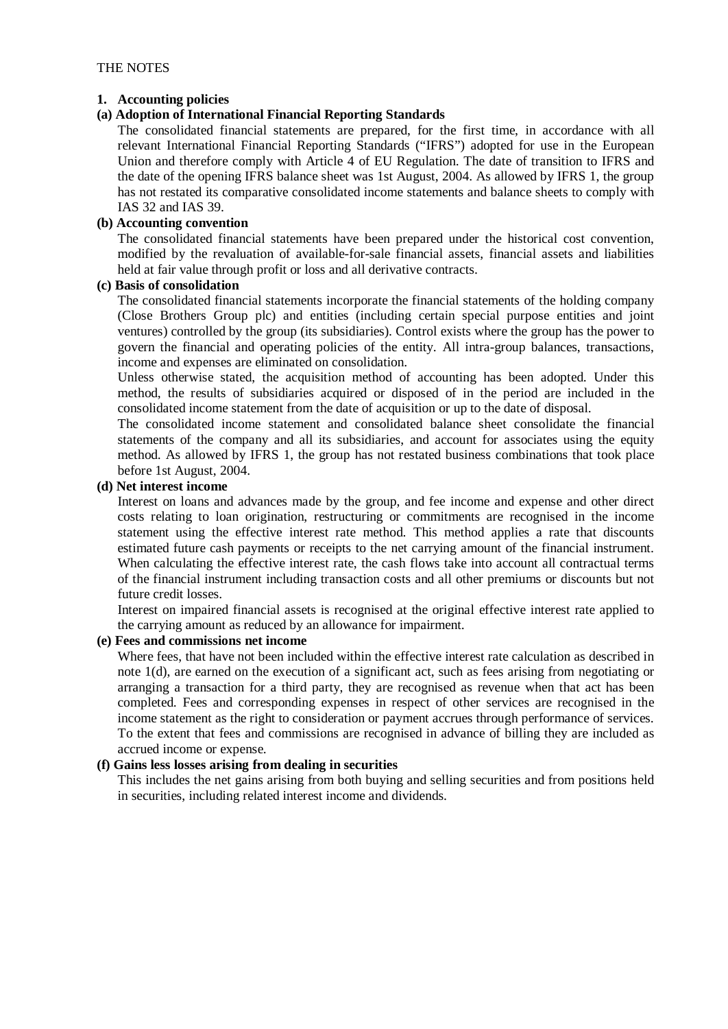THE NOTES

**1. Accounting policies**

**(a) Adoption of International Financial Reporting Standards**

The consolidated financial statements are prepared, for the first time, in accordance with all relevant International Financial Reporting Standards ("IFRS") adopted for use in the European Union and therefore comply with Article 4 of EU Regulation. The date of transition to IFRS and the date of the opening IFRS balance sheet was 1st August, 2004. As allowed by IFRS 1, the group has not restated its comparative consolidated income statements and balance sheets to comply with IAS 32 and IAS 39.

**(b) Accounting convention**

The consolidated financial statements have been prepared under the historical cost convention, modified by the revaluation of available-for-sale financial assets, financial assets and liabilities held at fair value through profit or loss and all derivative contracts.

**(c) Basis of consolidation**

The consolidated financial statements incorporate the financial statements of the holding company (Close Brothers Group plc) and entities (including certain special purpose entities and joint ventures) controlled by the group (its subsidiaries). Control exists where the group has the power to govern the financial and operating policies of the entity. All intra-group balances, transactions, income and expenses are eliminated on consolidation.

Unless otherwise stated, the acquisition method of accounting has been adopted. Under this method, the results of subsidiaries acquired or disposed of in the period are included in the consolidated income statement from the date of acquisition or up to the date of disposal.

The consolidated income statement and consolidated balance sheet consolidate the financial statements of the company and all its subsidiaries, and account for associates using the equity method. As allowed by IFRS 1, the group has not restated business combinations that took place before 1st August, 2004.

**(d) Net interest income**

Interest on loans and advances made by the group, and fee income and expense and other direct costs relating to loan origination, restructuring or commitments are recognised in the income statement using the effective interest rate method. This method applies a rate that discounts estimated future cash payments or receipts to the net carrying amount of the financial instrument. When calculating the effective interest rate, the cash flows take into account all contractual terms of the financial instrument including transaction costs and all other premiums or discounts but not future credit losses.

Interest on impaired financial assets is recognised at the original effective interest rate applied to the carrying amount as reduced by an allowance for impairment.

**(e) Fees and commissions net income**

Where fees, that have not been included within the effective interest rate calculation as described in note 1(d), are earned on the execution of a significant act, such as fees arising from negotiating or arranging a transaction for a third party, they are recognised as revenue when that act has been completed. Fees and corresponding expenses in respect of other services are recognised in the income statement as the right to consideration or payment accrues through performance of services. To the extent that fees and commissions are recognised in advance of billing they are included as accrued income or expense.

**(f) Gains less losses arising from dealing in securities**

This includes the net gains arising from both buying and selling securities and from positions held in securities, including related interest income and dividends.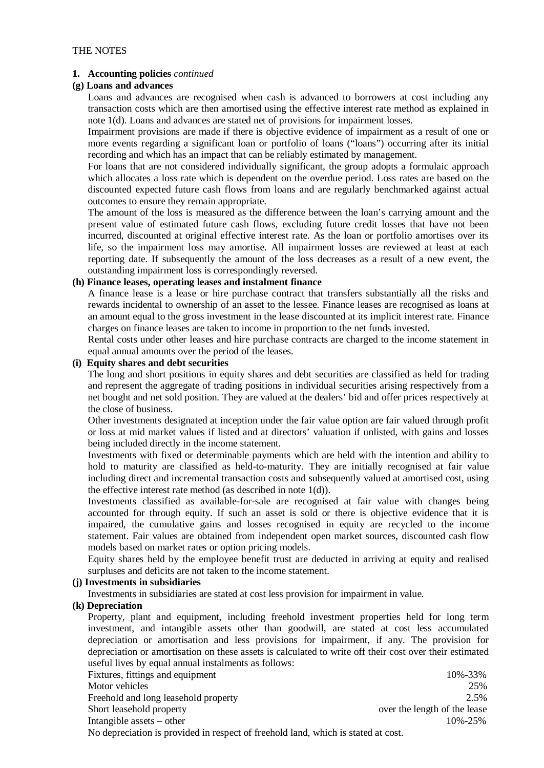THE NOTES

**1. Accounting policies** *continued*

**(g) Loans and advances**

Loans and advances are recognised when cash is advanced to borrowers at cost including any transaction costs which are then amortised using the effective interest rate method as explained in note 1(d). Loans and advances are stated net of provisions for impairment losses.

Impairment provisions are made if there is objective evidence of impairment as a result of one or more events regarding a significant loan or portfolio of loans ("loans") occurring after its initial recording and which has an impact that can be reliably estimated by management.

For loans that are not considered individually significant, the group adopts a formulaic approach which allocates a loss rate which is dependent on the overdue period. Loss rates are based on the discounted expected future cash flows from loans and are regularly benchmarked against actual outcomes to ensure they remain appropriate.

The amount of the loss is measured as the difference between the loan's carrying amount and the present value of estimated future cash flows, excluding future credit losses that have not been incurred, discounted at original effective interest rate. As the loan or portfolio amortises over its life, so the impairment loss may amortise. All impairment losses are reviewed at least at each reporting date. If subsequently the amount of the loss decreases as a result of a new event, the outstanding impairment loss is correspondingly reversed.

**(h) Finance leases, operating leases and instalment finance**

A finance lease is a lease or hire purchase contract that transfers substantially all the risks and rewards incidental to ownership of an asset to the lessee. Finance leases are recognised as loans at an amount equal to the gross investment in the lease discounted at its implicit interest rate. Finance charges on finance leases are taken to income in proportion to the net funds invested.

Rental costs under other leases and hire purchase contracts are charged to the income statement in equal annual amounts over the period of the leases.

**(i) Equity shares and debt securities**

The long and short positions in equity shares and debt securities are classified as held for trading and represent the aggregate of trading positions in individual securities arising respectively from a net bought and net sold position. They are valued at the dealers' bid and offer prices respectively at the close of business.

Other investments designated at inception under the fair value option are fair valued through profit or loss at mid market values if listed and at directors' valuation if unlisted, with gains and losses being included directly in the income statement.

Investments with fixed or determinable payments which are held with the intention and ability to hold to maturity are classified as held-to-maturity. They are initially recognised at fair value including direct and incremental transaction costs and subsequently valued at amortised cost, using the effective interest rate method (as described in note 1(d)).

Investments classified as available-for-sale are recognised at fair value with changes being accounted for through equity. If such an asset is sold or there is objective evidence that it is impaired, the cumulative gains and losses recognised in equity are recycled to the income statement. Fair values are obtained from independent open market sources, discounted cash flow models based on market rates or option pricing models.

Equity shares held by the employee benefit trust are deducted in arriving at equity and realised surpluses and deficits are not taken to the income statement.

**(j) Investments in subsidiaries**

Investments in subsidiaries are stated at cost less provision for impairment in value.

**(k) Depreciation**

Property, plant and equipment, including freehold investment properties held for long term investment, and intangible assets other than goodwill, are stated at cost less accumulated depreciation or amortisation and less provisions for impairment, if any. The provision for depreciation or amortisation on these assets is calculated to write off their cost over their estimated useful lives by equal annual instalments as follows:

| | |
|---|---|
| Fixtures, fittings and equipment | 10%-33% |
| Motor vehicles | 25% |
| Freehold and long leasehold property | 2.5% |
| Short leasehold property | over the length of the lease |
| Intangible assets – other | 10%-25% |

No depreciation is provided in respect of freehold land, which is stated at cost.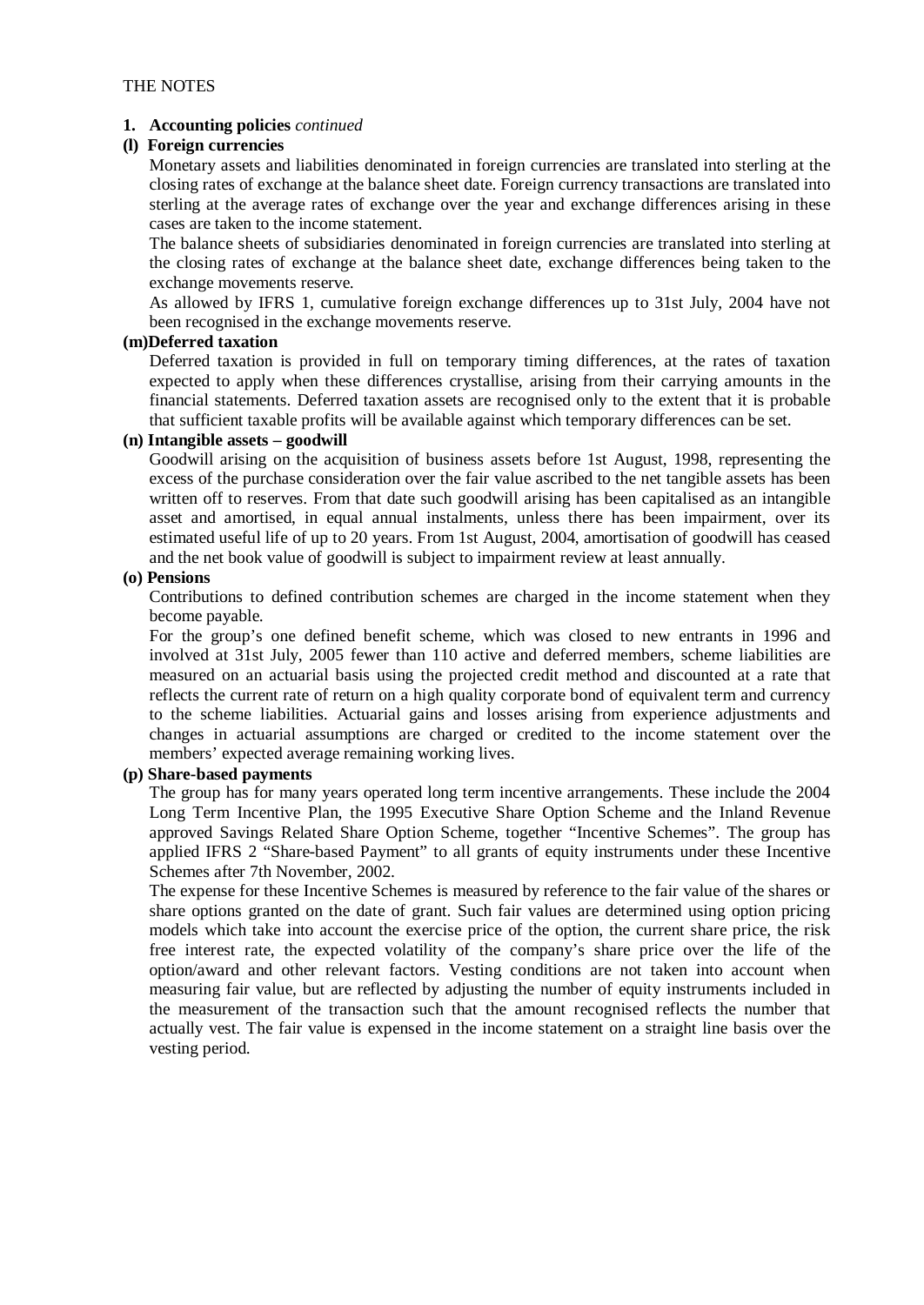THE NOTES

**1. Accounting policies** *continued*

**(l) Foreign currencies**

Monetary assets and liabilities denominated in foreign currencies are translated into sterling at the closing rates of exchange at the balance sheet date. Foreign currency transactions are translated into sterling at the average rates of exchange over the year and exchange differences arising in these cases are taken to the income statement.

The balance sheets of subsidiaries denominated in foreign currencies are translated into sterling at the closing rates of exchange at the balance sheet date, exchange differences being taken to the exchange movements reserve.

As allowed by IFRS 1, cumulative foreign exchange differences up to 31st July, 2004 have not been recognised in the exchange movements reserve.

**(m)Deferred taxation**

Deferred taxation is provided in full on temporary timing differences, at the rates of taxation expected to apply when these differences crystallise, arising from their carrying amounts in the financial statements. Deferred taxation assets are recognised only to the extent that it is probable that sufficient taxable profits will be available against which temporary differences can be set.

**(n) Intangible assets – goodwill**

Goodwill arising on the acquisition of business assets before 1st August, 1998, representing the excess of the purchase consideration over the fair value ascribed to the net tangible assets has been written off to reserves. From that date such goodwill arising has been capitalised as an intangible asset and amortised, in equal annual instalments, unless there has been impairment, over its estimated useful life of up to 20 years. From 1st August, 2004, amortisation of goodwill has ceased and the net book value of goodwill is subject to impairment review at least annually.

**(o) Pensions**

Contributions to defined contribution schemes are charged in the income statement when they become payable.

For the group's one defined benefit scheme, which was closed to new entrants in 1996 and involved at 31st July, 2005 fewer than 110 active and deferred members, scheme liabilities are measured on an actuarial basis using the projected credit method and discounted at a rate that reflects the current rate of return on a high quality corporate bond of equivalent term and currency to the scheme liabilities. Actuarial gains and losses arising from experience adjustments and changes in actuarial assumptions are charged or credited to the income statement over the members' expected average remaining working lives.

**(p) Share-based payments**

The group has for many years operated long term incentive arrangements. These include the 2004 Long Term Incentive Plan, the 1995 Executive Share Option Scheme and the Inland Revenue approved Savings Related Share Option Scheme, together "Incentive Schemes". The group has applied IFRS 2 "Share-based Payment" to all grants of equity instruments under these Incentive Schemes after 7th November, 2002.

The expense for these Incentive Schemes is measured by reference to the fair value of the shares or share options granted on the date of grant. Such fair values are determined using option pricing models which take into account the exercise price of the option, the current share price, the risk free interest rate, the expected volatility of the company's share price over the life of the option/award and other relevant factors. Vesting conditions are not taken into account when measuring fair value, but are reflected by adjusting the number of equity instruments included in the measurement of the transaction such that the amount recognised reflects the number that actually vest. The fair value is expensed in the income statement on a straight line basis over the vesting period.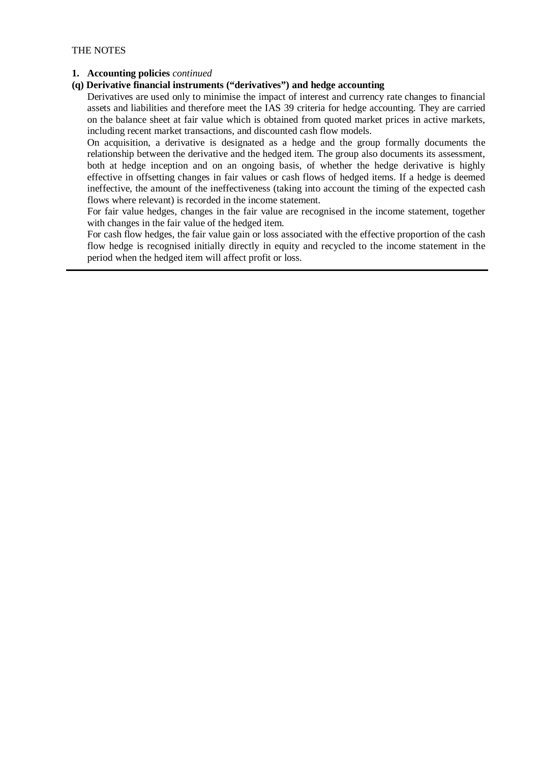THE NOTES

**1. Accounting policies** *continued*

**(q) Derivative financial instruments ("derivatives") and hedge accounting**

Derivatives are used only to minimise the impact of interest and currency rate changes to financial assets and liabilities and therefore meet the IAS 39 criteria for hedge accounting. They are carried on the balance sheet at fair value which is obtained from quoted market prices in active markets, including recent market transactions, and discounted cash flow models.

On acquisition, a derivative is designated as a hedge and the group formally documents the relationship between the derivative and the hedged item. The group also documents its assessment, both at hedge inception and on an ongoing basis, of whether the hedge derivative is highly effective in offsetting changes in fair values or cash flows of hedged items. If a hedge is deemed ineffective, the amount of the ineffectiveness (taking into account the timing of the expected cash flows where relevant) is recorded in the income statement.

For fair value hedges, changes in the fair value are recognised in the income statement, together with changes in the fair value of the hedged item.

For cash flow hedges, the fair value gain or loss associated with the effective proportion of the cash flow hedge is recognised initially directly in equity and recycled to the income statement in the period when the hedged item will affect profit or loss.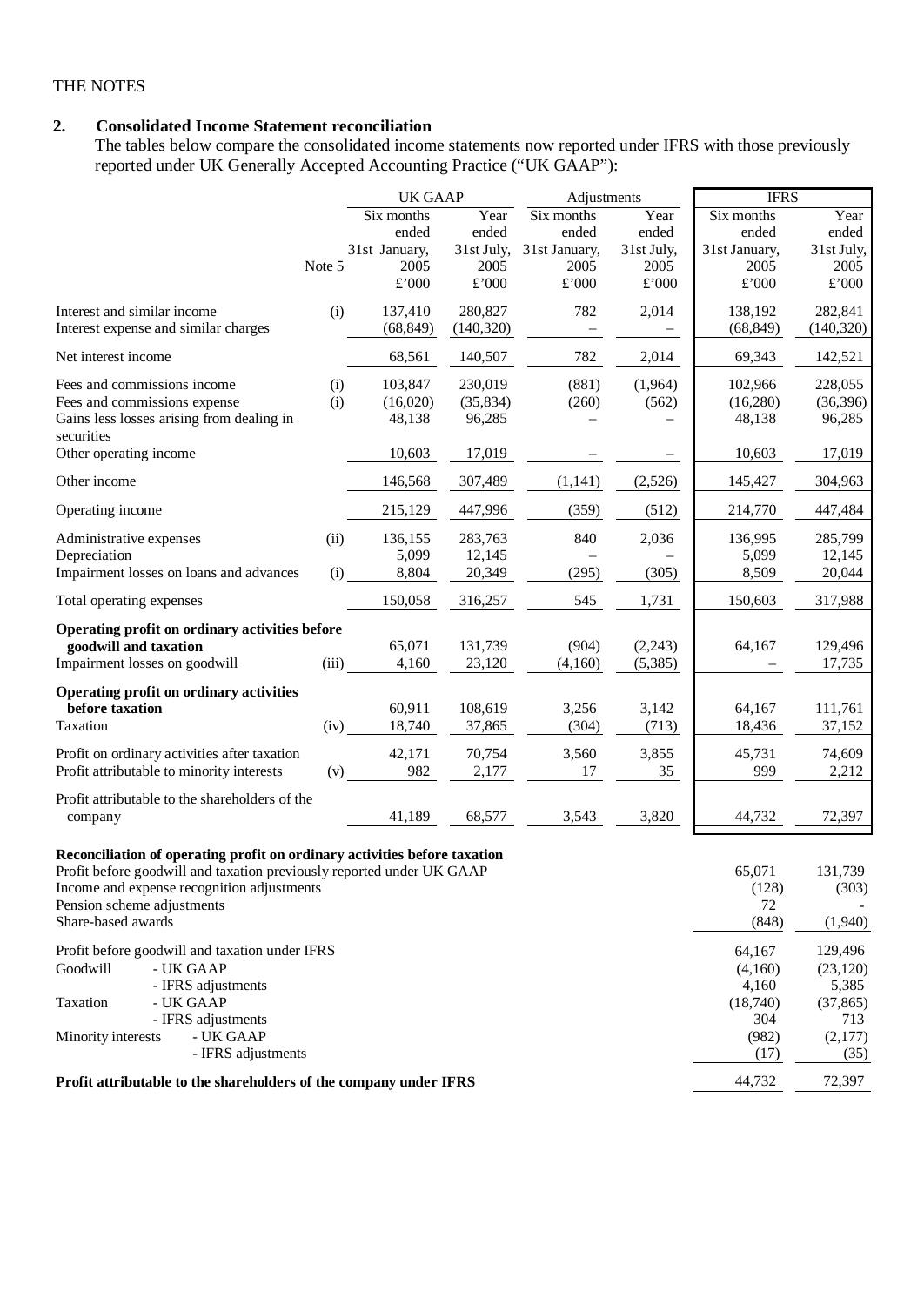THE NOTES

## 2. Consolidated Income Statement reconciliation

The tables below compare the consolidated income statements now reported under IFRS with those previously reported under UK Generally Accepted Accounting Practice ("UK GAAP"):

| | Note 5 | UK GAAP Six months ended 31st January, 2005 £'000 | UK GAAP Year ended 31st July, 2005 £'000 | Adjustments Six months ended 31st January, 2005 £'000 | Adjustments Year ended 31st July, 2005 £'000 | IFRS Six months ended 31st January, 2005 £'000 | IFRS Year ended 31st July, 2005 £'000 |
|---|---|---|---|---|---|---|---|
| Interest and similar income | (i) | 137,410 | 280,827 | 782 | 2,014 | 138,192 | 282,841 |
| Interest expense and similar charges | | (68,849) | (140,320) | – | – | (68,849) | (140,320) |
| Net interest income | | 68,561 | 140,507 | 782 | 2,014 | 69,343 | 142,521 |
| Fees and commissions income | (i) | 103,847 | 230,019 | (881) | (1,964) | 102,966 | 228,055 |
| Fees and commissions expense | (i) | (16,020) | (35,834) | (260) | (562) | (16,280) | (36,396) |
| Gains less losses arising from dealing in securities | | 48,138 | 96,285 | – | – | 48,138 | 96,285 |
| Other operating income | | 10,603 | 17,019 | – | – | 10,603 | 17,019 |
| Other income | | 146,568 | 307,489 | (1,141) | (2,526) | 145,427 | 304,963 |
| Operating income | | 215,129 | 447,996 | (359) | (512) | 214,770 | 447,484 |
| Administrative expenses | (ii) | 136,155 | 283,763 | 840 | 2,036 | 136,995 | 285,799 |
| Depreciation | | 5,099 | 12,145 | – | – | 5,099 | 12,145 |
| Impairment losses on loans and advances | (i) | 8,804 | 20,349 | (295) | (305) | 8,509 | 20,044 |
| Total operating expenses | | 150,058 | 316,257 | 545 | 1,731 | 150,603 | 317,988 |
| **Operating profit on ordinary activities before goodwill and taxation** | | 65,071 | 131,739 | (904) | (2,243) | 64,167 | 129,496 |
| Impairment losses on goodwill | (iii) | 4,160 | 23,120 | (4,160) | (5,385) | – | 17,735 |
| **Operating profit on ordinary activities before taxation** | | 60,911 | 108,619 | 3,256 | 3,142 | 64,167 | 111,761 |
| Taxation | (iv) | 18,740 | 37,865 | (304) | (713) | 18,436 | 37,152 |
| Profit on ordinary activities after taxation | | 42,171 | 70,754 | 3,560 | 3,855 | 45,731 | 74,609 |
| Profit attributable to minority interests | (v) | 982 | 2,177 | 17 | 35 | 999 | 2,212 |
| Profit attributable to the shareholders of the company | | 41,189 | 68,577 | 3,543 | 3,820 | 44,732 | 72,397 |

**Reconciliation of operating profit on ordinary activities before taxation**

| | Six months ended 31st January, 2005 £'000 | Year ended 31st July, 2005 £'000 |
|---|---|---|
| Profit before goodwill and taxation previously reported under UK GAAP | 65,071 | 131,739 |
| Income and expense recognition adjustments | (128) | (303) |
| Pension scheme adjustments | 72 | - |
| Share-based awards | (848) | (1,940) |
| Profit before goodwill and taxation under IFRS | 64,167 | 129,496 |
| Goodwill - UK GAAP | (4,160) | (23,120) |
| Goodwill - IFRS adjustments | 4,160 | 5,385 |
| Taxation - UK GAAP | (18,740) | (37,865) |
| Taxation - IFRS adjustments | 304 | 713 |
| Minority interests - UK GAAP | (982) | (2,177) |
| Minority interests - IFRS adjustments | (17) | (35) |
| **Profit attributable to the shareholders of the company under IFRS** | 44,732 | 72,397 |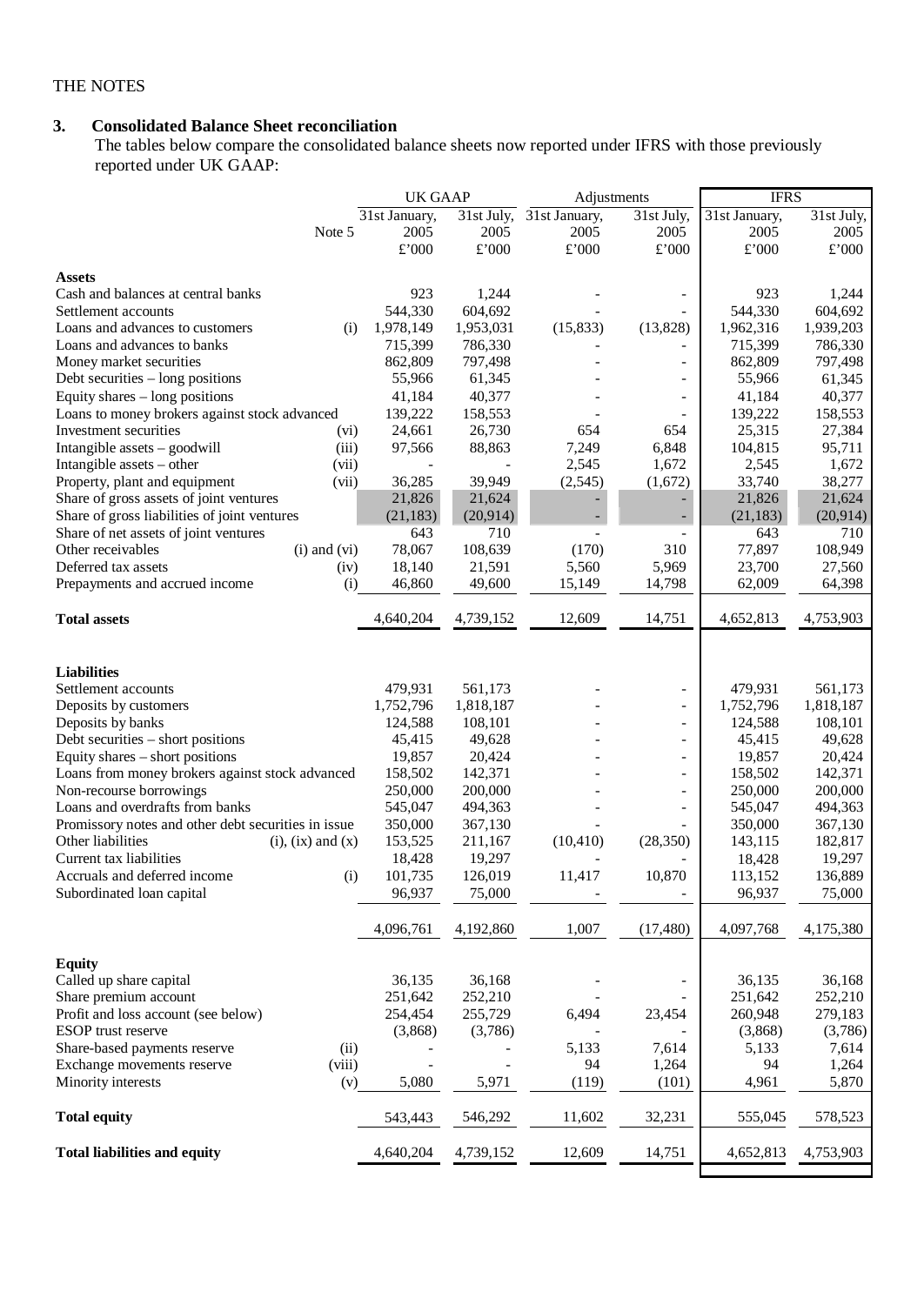THE NOTES

## 3. Consolidated Balance Sheet reconciliation

The tables below compare the consolidated balance sheets now reported under IFRS with those previously reported under UK GAAP:

| | Note 5 | UK GAAP | | Adjustments | | IFRS | |
|---|---|---|---|---|---|---|---|
| | | 31st January, 2005 | 31st July, 2005 | 31st January, 2005 | 31st July, 2005 | 31st January, 2005 | 31st July, 2005 |
| | | £'000 | £'000 | £'000 | £'000 | £'000 | £'000 |
| **Assets** | | | | | | | |
| Cash and balances at central banks | | 923 | 1,244 | - | - | 923 | 1,244 |
| Settlement accounts | | 544,330 | 604,692 | - | - | 544,330 | 604,692 |
| Loans and advances to customers | (i) | 1,978,149 | 1,953,031 | (15,833) | (13,828) | 1,962,316 | 1,939,203 |
| Loans and advances to banks | | 715,399 | 786,330 | - | - | 715,399 | 786,330 |
| Money market securities | | 862,809 | 797,498 | - | - | 862,809 | 797,498 |
| Debt securities – long positions | | 55,966 | 61,345 | - | - | 55,966 | 61,345 |
| Equity shares – long positions | | 41,184 | 40,377 | - | - | 41,184 | 40,377 |
| Loans to money brokers against stock advanced | | 139,222 | 158,553 | - | - | 139,222 | 158,553 |
| Investment securities | (vi) | 24,661 | 26,730 | 654 | 654 | 25,315 | 27,384 |
| Intangible assets – goodwill | (iii) | 97,566 | 88,863 | 7,249 | 6,848 | 104,815 | 95,711 |
| Intangible assets – other | (vii) | - | - | 2,545 | 1,672 | 2,545 | 1,672 |
| Property, plant and equipment | (vii) | 36,285 | 39,949 | (2,545) | (1,672) | 33,740 | 38,277 |
| Share of gross assets of joint ventures | | 21,826 | 21,624 | - | - | 21,826 | 21,624 |
| Share of gross liabilities of joint ventures | | (21,183) | (20,914) | - | - | (21,183) | (20,914) |
| Share of net assets of joint ventures | | 643 | 710 | - | - | 643 | 710 |
| Other receivables | (i) and (vi) | 78,067 | 108,639 | (170) | 310 | 77,897 | 108,949 |
| Deferred tax assets | (iv) | 18,140 | 21,591 | 5,560 | 5,969 | 23,700 | 27,560 |
| Prepayments and accrued income | (i) | 46,860 | 49,600 | 15,149 | 14,798 | 62,009 | 64,398 |
| **Total assets** | | 4,640,204 | 4,739,152 | 12,609 | 14,751 | 4,652,813 | 4,753,903 |
| **Liabilities** | | | | | | | |
| Settlement accounts | | 479,931 | 561,173 | - | - | 479,931 | 561,173 |
| Deposits by customers | | 1,752,796 | 1,818,187 | - | - | 1,752,796 | 1,818,187 |
| Deposits by banks | | 124,588 | 108,101 | - | - | 124,588 | 108,101 |
| Debt securities – short positions | | 45,415 | 49,628 | - | - | 45,415 | 49,628 |
| Equity shares – short positions | | 19,857 | 20,424 | - | - | 19,857 | 20,424 |
| Loans from money brokers against stock advanced | | 158,502 | 142,371 | - | - | 158,502 | 142,371 |
| Non-recourse borrowings | | 250,000 | 200,000 | - | - | 250,000 | 200,000 |
| Loans and overdrafts from banks | | 545,047 | 494,363 | - | - | 545,047 | 494,363 |
| Promissory notes and other debt securities in issue | | 350,000 | 367,130 | - | - | 350,000 | 367,130 |
| Other liabilities | (i), (ix) and (x) | 153,525 | 211,167 | (10,410) | (28,350) | 143,115 | 182,817 |
| Current tax liabilities | | 18,428 | 19,297 | - | - | 18,428 | 19,297 |
| Accruals and deferred income | (i) | 101,735 | 126,019 | 11,417 | 10,870 | 113,152 | 136,889 |
| Subordinated loan capital | | 96,937 | 75,000 | - | - | 96,937 | 75,000 |
| | | 4,096,761 | 4,192,860 | 1,007 | (17,480) | 4,097,768 | 4,175,380 |
| **Equity** | | | | | | | |
| Called up share capital | | 36,135 | 36,168 | - | - | 36,135 | 36,168 |
| Share premium account | | 251,642 | 252,210 | - | - | 251,642 | 252,210 |
| Profit and loss account (see below) | | 254,454 | 255,729 | 6,494 | 23,454 | 260,948 | 279,183 |
| ESOP trust reserve | | (3,868) | (3,786) | - | - | (3,868) | (3,786) |
| Share-based payments reserve | (ii) | - | - | 5,133 | 7,614 | 5,133 | 7,614 |
| Exchange movements reserve | (viii) | - | - | 94 | 1,264 | 94 | 1,264 |
| Minority interests | (v) | 5,080 | 5,971 | (119) | (101) | 4,961 | 5,870 |
| **Total equity** | | 543,443 | 546,292 | 11,602 | 32,231 | 555,045 | 578,523 |
| **Total liabilities and equity** | | 4,640,204 | 4,739,152 | 12,609 | 14,751 | 4,652,813 | 4,753,903 |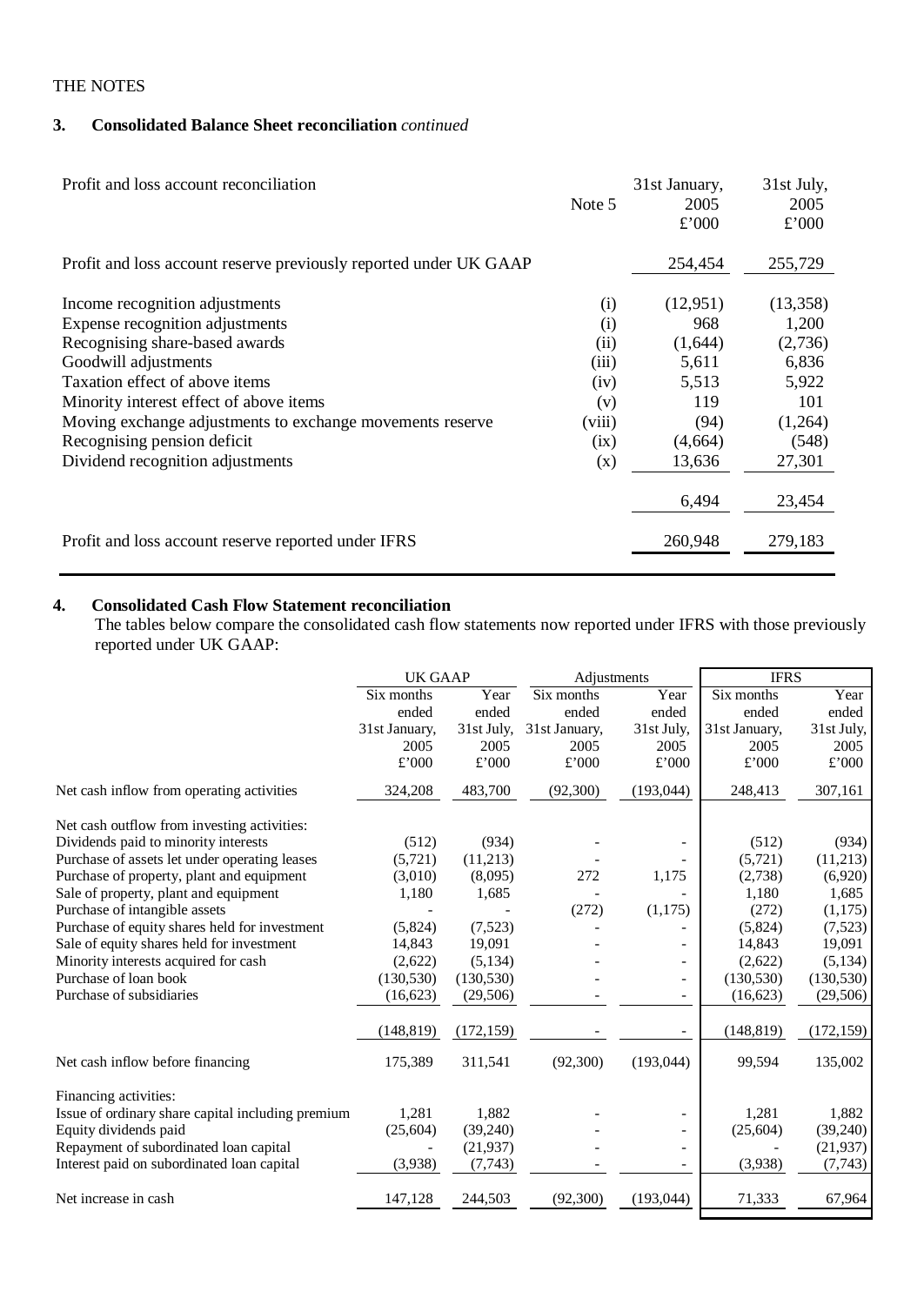THE NOTES

### 3. Consolidated Balance Sheet reconciliation *continued*

| Profit and loss account reconciliation | Note 5 | 31st January, 2005 £'000 | 31st July, 2005 £'000 |
|---|---|---|---|
| Profit and loss account reserve previously reported under UK GAAP | | 254,454 | 255,729 |
| Income recognition adjustments | (i) | (12,951) | (13,358) |
| Expense recognition adjustments | (i) | 968 | 1,200 |
| Recognising share-based awards | (ii) | (1,644) | (2,736) |
| Goodwill adjustments | (iii) | 5,611 | 6,836 |
| Taxation effect of above items | (iv) | 5,513 | 5,922 |
| Minority interest effect of above items | (v) | 119 | 101 |
| Moving exchange adjustments to exchange movements reserve | (viii) | (94) | (1,264) |
| Recognising pension deficit | (ix) | (4,664) | (548) |
| Dividend recognition adjustments | (x) | 13,636 | 27,301 |
| | | 6,494 | 23,454 |
| Profit and loss account reserve reported under IFRS | | 260,948 | 279,183 |

### 4. Consolidated Cash Flow Statement reconciliation

The tables below compare the consolidated cash flow statements now reported under IFRS with those previously reported under UK GAAP:

| | UK GAAP | | Adjustments | | IFRS | |
|---|---|---|---|---|---|---|
| | Six months ended 31st January, 2005 £'000 | Year ended 31st July, 2005 £'000 | Six months ended 31st January, 2005 £'000 | Year ended 31st July, 2005 £'000 | Six months ended 31st January, 2005 £'000 | Year ended 31st July, 2005 £'000 |
| Net cash inflow from operating activities | 324,208 | 483,700 | (92,300) | (193,044) | 248,413 | 307,161 |
| Net cash outflow from investing activities: | | | | | | |
| Dividends paid to minority interests | (512) | (934) | - | - | (512) | (934) |
| Purchase of assets let under operating leases | (5,721) | (11,213) | - | - | (5,721) | (11,213) |
| Purchase of property, plant and equipment | (3,010) | (8,095) | 272 | 1,175 | (2,738) | (6,920) |
| Sale of property, plant and equipment | 1,180 | 1,685 | - | - | 1,180 | 1,685 |
| Purchase of intangible assets | - | - | (272) | (1,175) | (272) | (1,175) |
| Purchase of equity shares held for investment | (5,824) | (7,523) | - | - | (5,824) | (7,523) |
| Sale of equity shares held for investment | 14,843 | 19,091 | - | - | 14,843 | 19,091 |
| Minority interests acquired for cash | (2,622) | (5,134) | - | - | (2,622) | (5,134) |
| Purchase of loan book | (130,530) | (130,530) | - | - | (130,530) | (130,530) |
| Purchase of subsidiaries | (16,623) | (29,506) | - | - | (16,623) | (29,506) |
| | (148,819) | (172,159) | - | - | (148,819) | (172,159) |
| Net cash inflow before financing | 175,389 | 311,541 | (92,300) | (193,044) | 99,594 | 135,002 |
| Financing activities: | | | | | | |
| Issue of ordinary share capital including premium | 1,281 | 1,882 | - | - | 1,281 | 1,882 |
| Equity dividends paid | (25,604) | (39,240) | - | - | (25,604) | (39,240) |
| Repayment of subordinated loan capital | - | (21,937) | - | - | - | (21,937) |
| Interest paid on subordinated loan capital | (3,938) | (7,743) | - | - | (3,938) | (7,743) |
| Net increase in cash | 147,128 | 244,503 | (92,300) | (193,044) | 71,333 | 67,964 |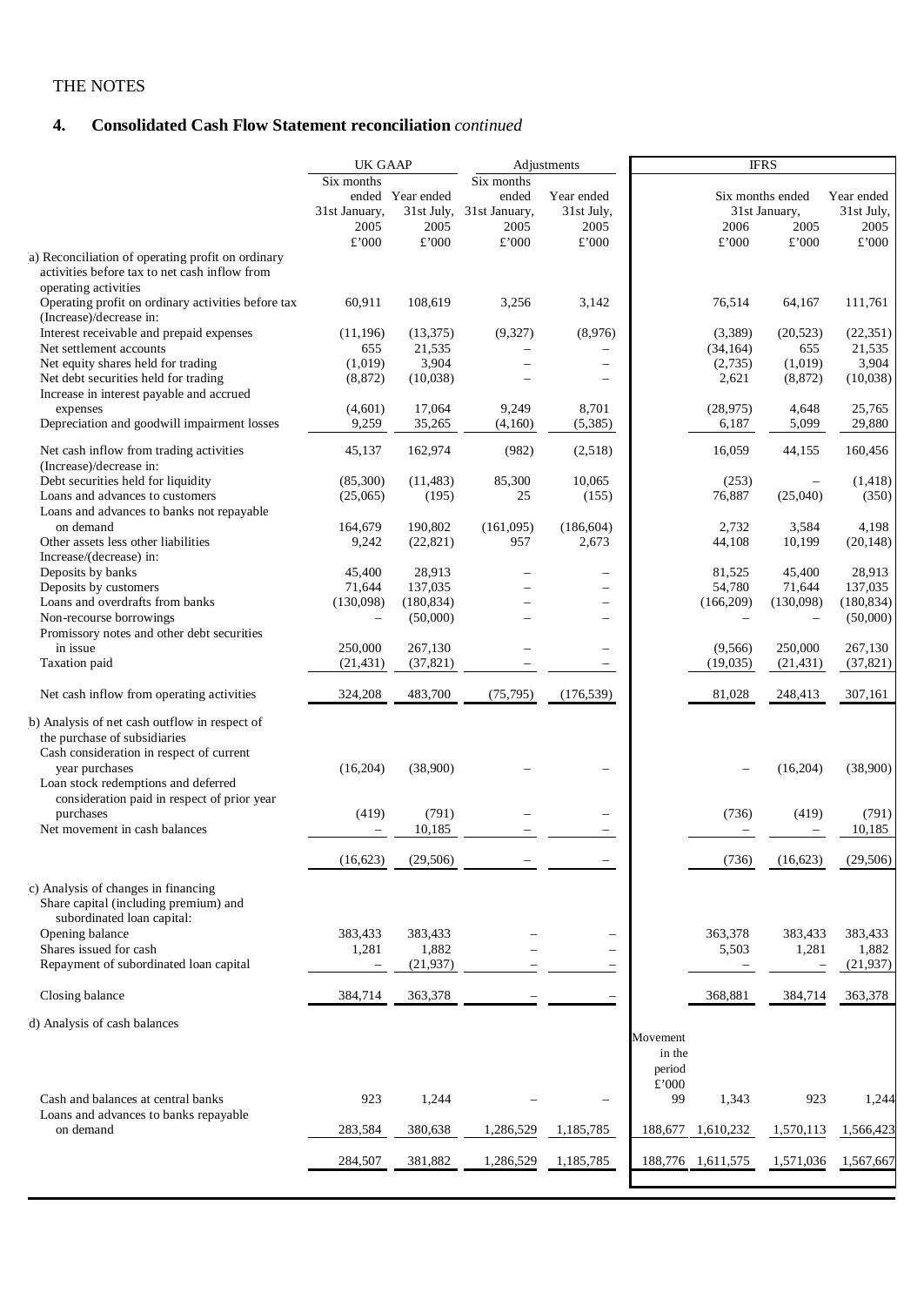THE NOTES

## 4. Consolidated Cash Flow Statement reconciliation *continued*

| | UK GAAP | | Adjustments | | IFRS | | | |
|---|---|---|---|---|---|---|---|---|
| | Six months ended 31st January, 2005 | Year ended 31st July, 2005 | Six months ended 31st January, 2005 | Year ended 31st July, 2005 | | Six months ended 31st January, 2006 | Six months ended 31st January, 2005 | Year ended 31st July, 2005 |
| | £'000 | £'000 | £'000 | £'000 | | £'000 | £'000 | £'000 |
| a) Reconciliation of operating profit on ordinary activities before tax to net cash inflow from operating activities | | | | | | | | |
| Operating profit on ordinary activities before tax | 60,911 | 108,619 | 3,256 | 3,142 | | 76,514 | 64,167 | 111,761 |
| (Increase)/decrease in: | | | | | | | | |
| Interest receivable and prepaid expenses | (11,196) | (13,375) | (9,327) | (8,976) | | (3,389) | (20,523) | (22,351) |
| Net settlement accounts | 655 | 21,535 | – | – | | (34,164) | 655 | 21,535 |
| Net equity shares held for trading | (1,019) | 3,904 | – | – | | (2,735) | (1,019) | 3,904 |
| Net debt securities held for trading | (8,872) | (10,038) | – | – | | 2,621 | (8,872) | (10,038) |
| Increase in interest payable and accrued expenses | (4,601) | 17,064 | 9,249 | 8,701 | | (28,975) | 4,648 | 25,765 |
| Depreciation and goodwill impairment losses | 9,259 | 35,265 | (4,160) | (5,385) | | 6,187 | 5,099 | 29,880 |
| Net cash inflow from trading activities | 45,137 | 162,974 | (982) | (2,518) | | 16,059 | 44,155 | 160,456 |
| (Increase)/decrease in: | | | | | | | | |
| Debt securities held for liquidity | (85,300) | (11,483) | 85,300 | 10,065 | | (253) | – | (1,418) |
| Loans and advances to customers | (25,065) | (195) | 25 | (155) | | 76,887 | (25,040) | (350) |
| Loans and advances to banks not repayable on demand | 164,679 | 190,802 | (161,095) | (186,604) | | 2,732 | 3,584 | 4,198 |
| Other assets less other liabilities | 9,242 | (22,821) | 957 | 2,673 | | 44,108 | 10,199 | (20,148) |
| Increase/(decrease) in: | | | | | | | | |
| Deposits by banks | 45,400 | 28,913 | – | – | | 81,525 | 45,400 | 28,913 |
| Deposits by customers | 71,644 | 137,035 | – | – | | 54,780 | 71,644 | 137,035 |
| Loans and overdrafts from banks | (130,098) | (180,834) | – | – | | (166,209) | (130,098) | (180,834) |
| Non-recourse borrowings | – | (50,000) | – | – | | – | – | (50,000) |
| Promissory notes and other debt securities in issue | 250,000 | 267,130 | – | – | | (9,566) | 250,000 | 267,130 |
| Taxation paid | (21,431) | (37,821) | – | – | | (19,035) | (21,431) | (37,821) |
| Net cash inflow from operating activities | 324,208 | 483,700 | (75,795) | (176,539) | | 81,028 | 248,413 | 307,161 |
| b) Analysis of net cash outflow in respect of the purchase of subsidiaries | | | | | | | | |
| Cash consideration in respect of current year purchases | (16,204) | (38,900) | – | – | | – | (16,204) | (38,900) |
| Loan stock redemptions and deferred consideration paid in respect of prior year purchases | (419) | (791) | – | – | | (736) | (419) | (791) |
| Net movement in cash balances | – | 10,185 | – | – | | – | – | 10,185 |
| | (16,623) | (29,506) | – | – | | (736) | (16,623) | (29,506) |
| c) Analysis of changes in financing Share capital (including premium) and subordinated loan capital: | | | | | | | | |
| Opening balance | 383,433 | 383,433 | – | – | | 363,378 | 383,433 | 383,433 |
| Shares issued for cash | 1,281 | 1,882 | – | – | | 5,503 | 1,281 | 1,882 |
| Repayment of subordinated loan capital | – | (21,937) | – | – | | – | – | (21,937) |
| Closing balance | 384,714 | 363,378 | – | – | | 368,881 | 384,714 | 363,378 |
| d) Analysis of cash balances | | | | | Movement in the period £'000 | | | |
| Cash and balances at central banks | 923 | 1,244 | – | – | 99 | 1,343 | 923 | 1,244 |
| Loans and advances to banks repayable on demand | 283,584 | 380,638 | 1,286,529 | 1,185,785 | 188,677 | 1,610,232 | 1,570,113 | 1,566,423 |
| | 284,507 | 381,882 | 1,286,529 | 1,185,785 | 188,776 | 1,611,575 | 1,571,036 | 1,567,667 |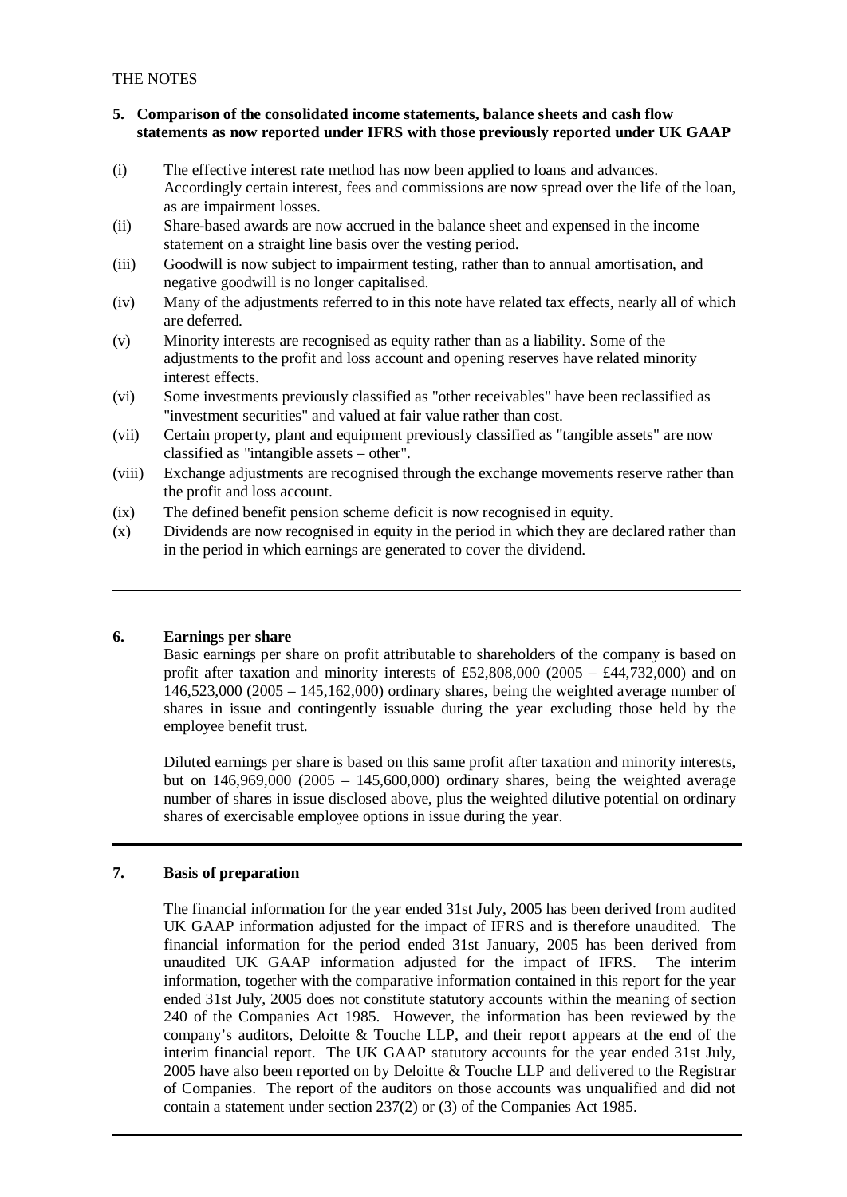THE NOTES

**5. Comparison of the consolidated income statements, balance sheets and cash flow statements as now reported under IFRS with those previously reported under UK GAAP**

(i) The effective interest rate method has now been applied to loans and advances. Accordingly certain interest, fees and commissions are now spread over the life of the loan, as are impairment losses.

(ii) Share-based awards are now accrued in the balance sheet and expensed in the income statement on a straight line basis over the vesting period.

(iii) Goodwill is now subject to impairment testing, rather than to annual amortisation, and negative goodwill is no longer capitalised.

(iv) Many of the adjustments referred to in this note have related tax effects, nearly all of which are deferred.

(v) Minority interests are recognised as equity rather than as a liability. Some of the adjustments to the profit and loss account and opening reserves have related minority interest effects.

(vi) Some investments previously classified as "other receivables" have been reclassified as "investment securities" and valued at fair value rather than cost.

(vii) Certain property, plant and equipment previously classified as "tangible assets" are now classified as "intangible assets – other".

(viii) Exchange adjustments are recognised through the exchange movements reserve rather than the profit and loss account.

(ix) The defined benefit pension scheme deficit is now recognised in equity.

(x) Dividends are now recognised in equity in the period in which they are declared rather than in the period in which earnings are generated to cover the dividend.

---

**6. Earnings per share**

Basic earnings per share on profit attributable to shareholders of the company is based on profit after taxation and minority interests of £52,808,000 (2005 – £44,732,000) and on 146,523,000 (2005 – 145,162,000) ordinary shares, being the weighted average number of shares in issue and contingently issuable during the year excluding those held by the employee benefit trust.

Diluted earnings per share is based on this same profit after taxation and minority interests, but on 146,969,000 (2005 – 145,600,000) ordinary shares, being the weighted average number of shares in issue disclosed above, plus the weighted dilutive potential on ordinary shares of exercisable employee options in issue during the year.

---

**7. Basis of preparation**

The financial information for the year ended 31st July, 2005 has been derived from audited UK GAAP information adjusted for the impact of IFRS and is therefore unaudited. The financial information for the period ended 31st January, 2005 has been derived from unaudited UK GAAP information adjusted for the impact of IFRS. The interim information, together with the comparative information contained in this report for the year ended 31st July, 2005 does not constitute statutory accounts within the meaning of section 240 of the Companies Act 1985. However, the information has been reviewed by the company's auditors, Deloitte & Touche LLP, and their report appears at the end of the interim financial report. The UK GAAP statutory accounts for the year ended 31st July, 2005 have also been reported on by Deloitte & Touche LLP and delivered to the Registrar of Companies. The report of the auditors on those accounts was unqualified and did not contain a statement under section 237(2) or (3) of the Companies Act 1985.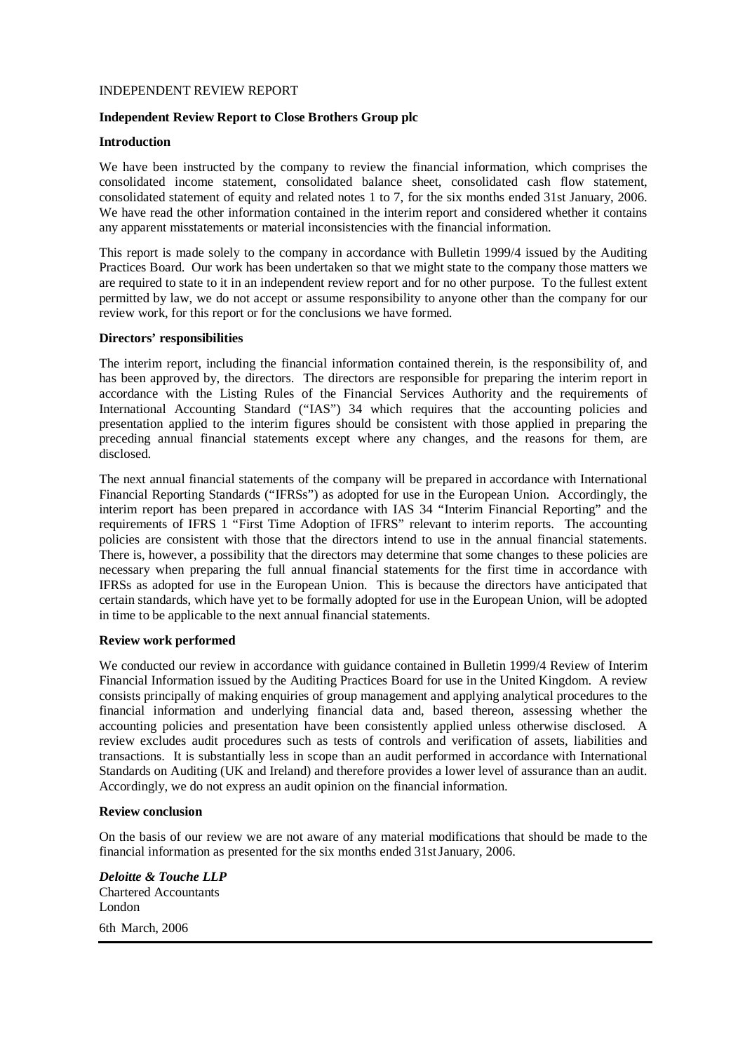INDEPENDENT REVIEW REPORT

**Independent Review Report to Close Brothers Group plc**

**Introduction**

We have been instructed by the company to review the financial information, which comprises the consolidated income statement, consolidated balance sheet, consolidated cash flow statement, consolidated statement of equity and related notes 1 to 7, for the six months ended 31st January, 2006. We have read the other information contained in the interim report and considered whether it contains any apparent misstatements or material inconsistencies with the financial information.

This report is made solely to the company in accordance with Bulletin 1999/4 issued by the Auditing Practices Board. Our work has been undertaken so that we might state to the company those matters we are required to state to it in an independent review report and for no other purpose. To the fullest extent permitted by law, we do not accept or assume responsibility to anyone other than the company for our review work, for this report or for the conclusions we have formed.

**Directors' responsibilities**

The interim report, including the financial information contained therein, is the responsibility of, and has been approved by, the directors. The directors are responsible for preparing the interim report in accordance with the Listing Rules of the Financial Services Authority and the requirements of International Accounting Standard ("IAS") 34 which requires that the accounting policies and presentation applied to the interim figures should be consistent with those applied in preparing the preceding annual financial statements except where any changes, and the reasons for them, are disclosed.

The next annual financial statements of the company will be prepared in accordance with International Financial Reporting Standards ("IFRSs") as adopted for use in the European Union. Accordingly, the interim report has been prepared in accordance with IAS 34 "Interim Financial Reporting" and the requirements of IFRS 1 "First Time Adoption of IFRS" relevant to interim reports. The accounting policies are consistent with those that the directors intend to use in the annual financial statements. There is, however, a possibility that the directors may determine that some changes to these policies are necessary when preparing the full annual financial statements for the first time in accordance with IFRSs as adopted for use in the European Union. This is because the directors have anticipated that certain standards, which have yet to be formally adopted for use in the European Union, will be adopted in time to be applicable to the next annual financial statements.

**Review work performed**

We conducted our review in accordance with guidance contained in Bulletin 1999/4 Review of Interim Financial Information issued by the Auditing Practices Board for use in the United Kingdom. A review consists principally of making enquiries of group management and applying analytical procedures to the financial information and underlying financial data and, based thereon, assessing whether the accounting policies and presentation have been consistently applied unless otherwise disclosed. A review excludes audit procedures such as tests of controls and verification of assets, liabilities and transactions. It is substantially less in scope than an audit performed in accordance with International Standards on Auditing (UK and Ireland) and therefore provides a lower level of assurance than an audit. Accordingly, we do not express an audit opinion on the financial information.

**Review conclusion**

On the basis of our review we are not aware of any material modifications that should be made to the financial information as presented for the six months ended 31st January, 2006.

***Deloitte & Touche LLP***
Chartered Accountants
London

6th March, 2006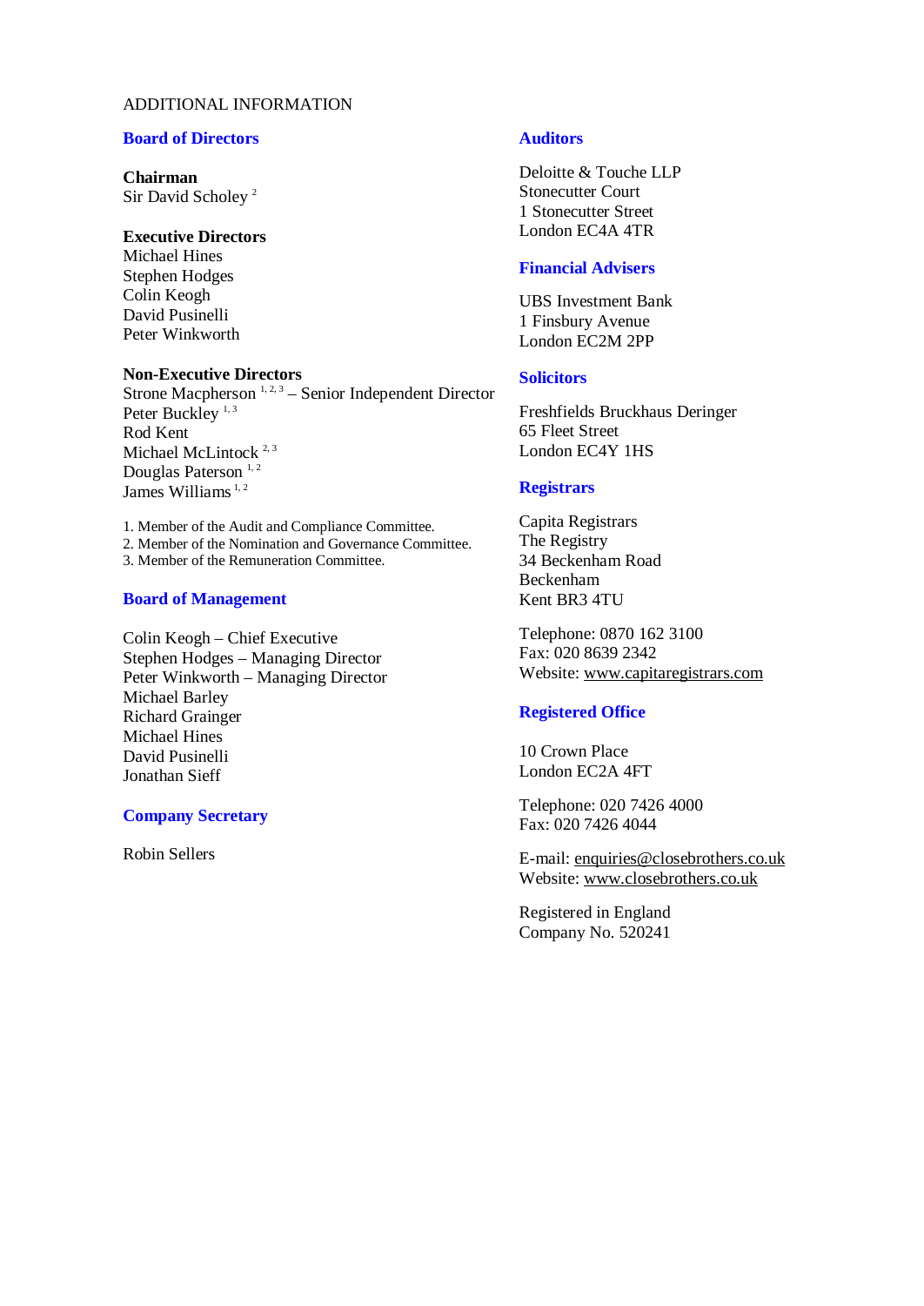ADDITIONAL INFORMATION

## Board of Directors

**Chairman**
Sir David Scholey [2]

**Executive Directors**
Michael Hines
Stephen Hodges
Colin Keogh
David Pusinelli
Peter Winkworth

**Non-Executive Directors**
Strone Macpherson [1, 2, 3] – Senior Independent Director
Peter Buckley [1, 3]
Rod Kent
Michael McLintock [2, 3]
Douglas Paterson [1, 2]
James Williams [1, 2]

1. Member of the Audit and Compliance Committee.
2. Member of the Nomination and Governance Committee.
3. Member of the Remuneration Committee.

## Board of Management

Colin Keogh – Chief Executive
Stephen Hodges – Managing Director
Peter Winkworth – Managing Director
Michael Barley
Richard Grainger
Michael Hines
David Pusinelli
Jonathan Sieff

## Company Secretary

Robin Sellers

## Auditors

Deloitte & Touche LLP
Stonecutter Court
1 Stonecutter Street
London EC4A 4TR

## Financial Advisers

UBS Investment Bank
1 Finsbury Avenue
London EC2M 2PP

## Solicitors

Freshfields Bruckhaus Deringer
65 Fleet Street
London EC4Y 1HS

## Registrars

Capita Registrars
The Registry
34 Beckenham Road
Beckenham
Kent BR3 4TU

Telephone: 0870 162 3100
Fax: 020 8639 2342
Website: www.capitaregistrars.com

## Registered Office

10 Crown Place
London EC2A 4FT

Telephone: 020 7426 4000
Fax: 020 7426 4044

E-mail: enquiries@closebrothers.co.uk
Website: www.closebrothers.co.uk

Registered in England
Company No. 520241